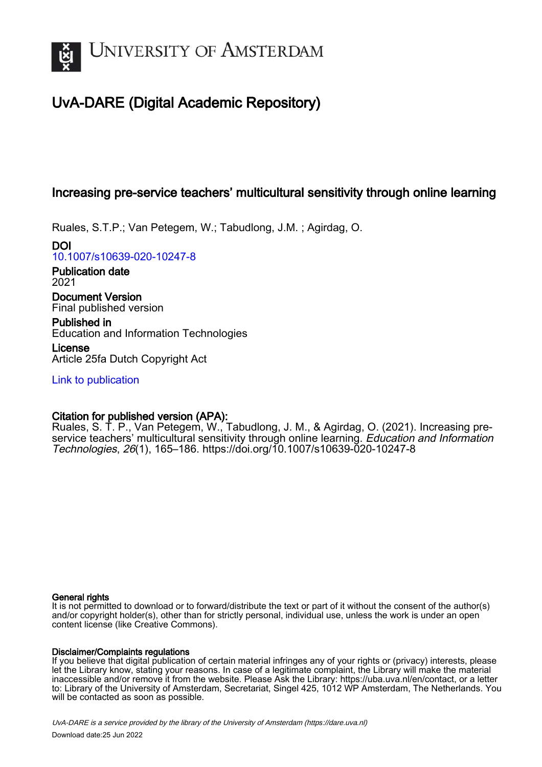# University of Amsterdam

## UvA-DARE (Digital Academic Repository)

### Increasing pre-service teachers' multicultural sensitivity through online learning

Ruales, S.T.P.; Van Petegem, W.; Tabudlong, J.M. ; Agirdag, O.

**DOI**
10.1007/s10639-020-10247-8

**Publication date**
2021

**Document Version**
Final published version

**Published in**
Education and Information Technologies

**License**
Article 25fa Dutch Copyright Act

Link to publication

**Citation for published version (APA):**
Ruales, S. T. P., Van Petegem, W., Tabudlong, J. M., & Agirdag, O. (2021). Increasing pre-service teachers' multicultural sensitivity through online learning. *Education and Information Technologies*, *26*(1), 165–186. https://doi.org/10.1007/s10639-020-10247-8

**General rights**
It is not permitted to download or to forward/distribute the text or part of it without the consent of the author(s) and/or copyright holder(s), other than for strictly personal, individual use, unless the work is under an open content license (like Creative Commons).

**Disclaimer/Complaints regulations**
If you believe that digital publication of certain material infringes any of your rights or (privacy) interests, please let the Library know, stating your reasons. In case of a legitimate complaint, the Library will make the material inaccessible and/or remove it from the website. Please Ask the Library: https://uba.uva.nl/en/contact, or a letter to: Library of the University of Amsterdam, Secretariat, Singel 425, 1012 WP Amsterdam, The Netherlands. You will be contacted as soon as possible.

*UvA-DARE is a service provided by the library of the University of Amsterdam (https://dare.uva.nl)*
Download date:25 Jun 2022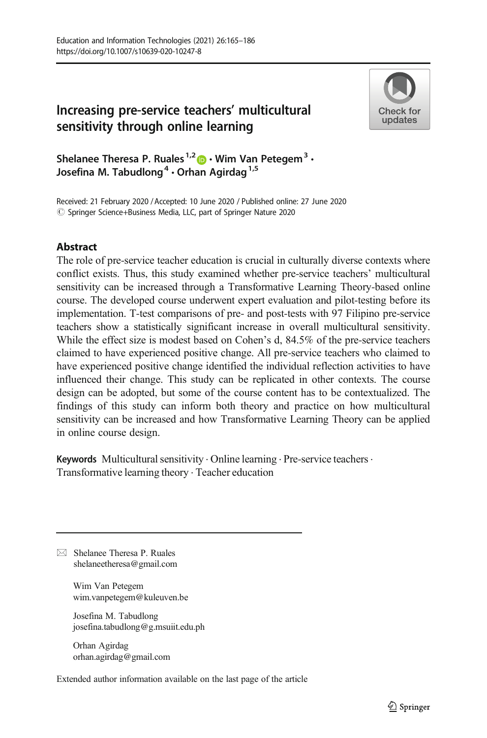# Increasing pre-service teachers' multicultural sensitivity through online learning

**Shelanee Theresa P. Ruales**[1,2] · **Wim Van Petegem**[3] · **Josefina M. Tabudlong**[4] · **Orhan Agirdag**[1,5]

Received: 21 February 2020 / Accepted: 10 June 2020 / Published online: 27 June 2020
© Springer Science+Business Media, LLC, part of Springer Nature 2020

## Abstract

The role of pre-service teacher education is crucial in culturally diverse contexts where conflict exists. Thus, this study examined whether pre-service teachers' multicultural sensitivity can be increased through a Transformative Learning Theory-based online course. The developed course underwent expert evaluation and pilot-testing before its implementation. T-test comparisons of pre- and post-tests with 97 Filipino pre-service teachers show a statistically significant increase in overall multicultural sensitivity. While the effect size is modest based on Cohen's d, 84.5% of the pre-service teachers claimed to have experienced positive change. All pre-service teachers who claimed to have experienced positive change identified the individual reflection activities to have influenced their change. This study can be replicated in other contexts. The course design can be adopted, but some of the course content has to be contextualized. The findings of this study can inform both theory and practice on how multicultural sensitivity can be increased and how Transformative Learning Theory can be applied in online course design.

**Keywords** Multicultural sensitivity · Online learning · Pre-service teachers · Transformative learning theory · Teacher education

---

✉ Shelanee Theresa P. Ruales
shelaneetheresa@gmail.com

Wim Van Petegem
wim.vanpetegem@kuleuven.be

Josefina M. Tabudlong
josefina.tabudlong@g.msuiit.edu.ph

Orhan Agirdag
orhan.agirdag@gmail.com

Extended author information available on the last page of the article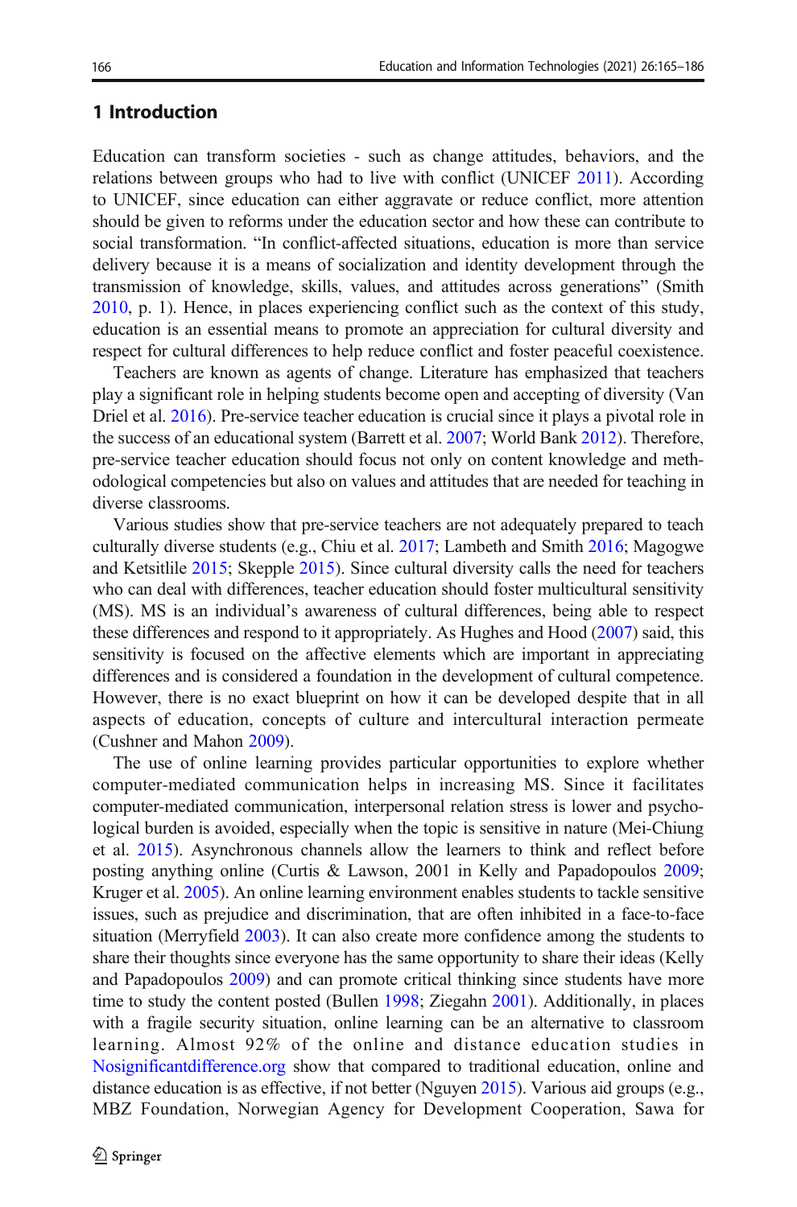## 1 Introduction

Education can transform societies - such as change attitudes, behaviors, and the relations between groups who had to live with conflict (UNICEF 2011). According to UNICEF, since education can either aggravate or reduce conflict, more attention should be given to reforms under the education sector and how these can contribute to social transformation. "In conflict-affected situations, education is more than service delivery because it is a means of socialization and identity development through the transmission of knowledge, skills, values, and attitudes across generations" (Smith 2010, p. 1). Hence, in places experiencing conflict such as the context of this study, education is an essential means to promote an appreciation for cultural diversity and respect for cultural differences to help reduce conflict and foster peaceful coexistence.

Teachers are known as agents of change. Literature has emphasized that teachers play a significant role in helping students become open and accepting of diversity (Van Driel et al. 2016). Pre-service teacher education is crucial since it plays a pivotal role in the success of an educational system (Barrett et al. 2007; World Bank 2012). Therefore, pre-service teacher education should focus not only on content knowledge and methodological competencies but also on values and attitudes that are needed for teaching in diverse classrooms.

Various studies show that pre-service teachers are not adequately prepared to teach culturally diverse students (e.g., Chiu et al. 2017; Lambeth and Smith 2016; Magogwe and Ketsitlile 2015; Skepple 2015). Since cultural diversity calls the need for teachers who can deal with differences, teacher education should foster multicultural sensitivity (MS). MS is an individual's awareness of cultural differences, being able to respect these differences and respond to it appropriately. As Hughes and Hood (2007) said, this sensitivity is focused on the affective elements which are important in appreciating differences and is considered a foundation in the development of cultural competence. However, there is no exact blueprint on how it can be developed despite that in all aspects of education, concepts of culture and intercultural interaction permeate (Cushner and Mahon 2009).

The use of online learning provides particular opportunities to explore whether computer-mediated communication helps in increasing MS. Since it facilitates computer-mediated communication, interpersonal relation stress is lower and psychological burden is avoided, especially when the topic is sensitive in nature (Mei-Chiung et al. 2015). Asynchronous channels allow the learners to think and reflect before posting anything online (Curtis & Lawson, 2001 in Kelly and Papadopoulos 2009; Kruger et al. 2005). An online learning environment enables students to tackle sensitive issues, such as prejudice and discrimination, that are often inhibited in a face-to-face situation (Merryfield 2003). It can also create more confidence among the students to share their thoughts since everyone has the same opportunity to share their ideas (Kelly and Papadopoulos 2009) and can promote critical thinking since students have more time to study the content posted (Bullen 1998; Ziegahn 2001). Additionally, in places with a fragile security situation, online learning can be an alternative to classroom learning. Almost 92% of the online and distance education studies in Nosignificantdifference.org show that compared to traditional education, online and distance education is as effective, if not better (Nguyen 2015). Various aid groups (e.g., MBZ Foundation, Norwegian Agency for Development Cooperation, Sawa for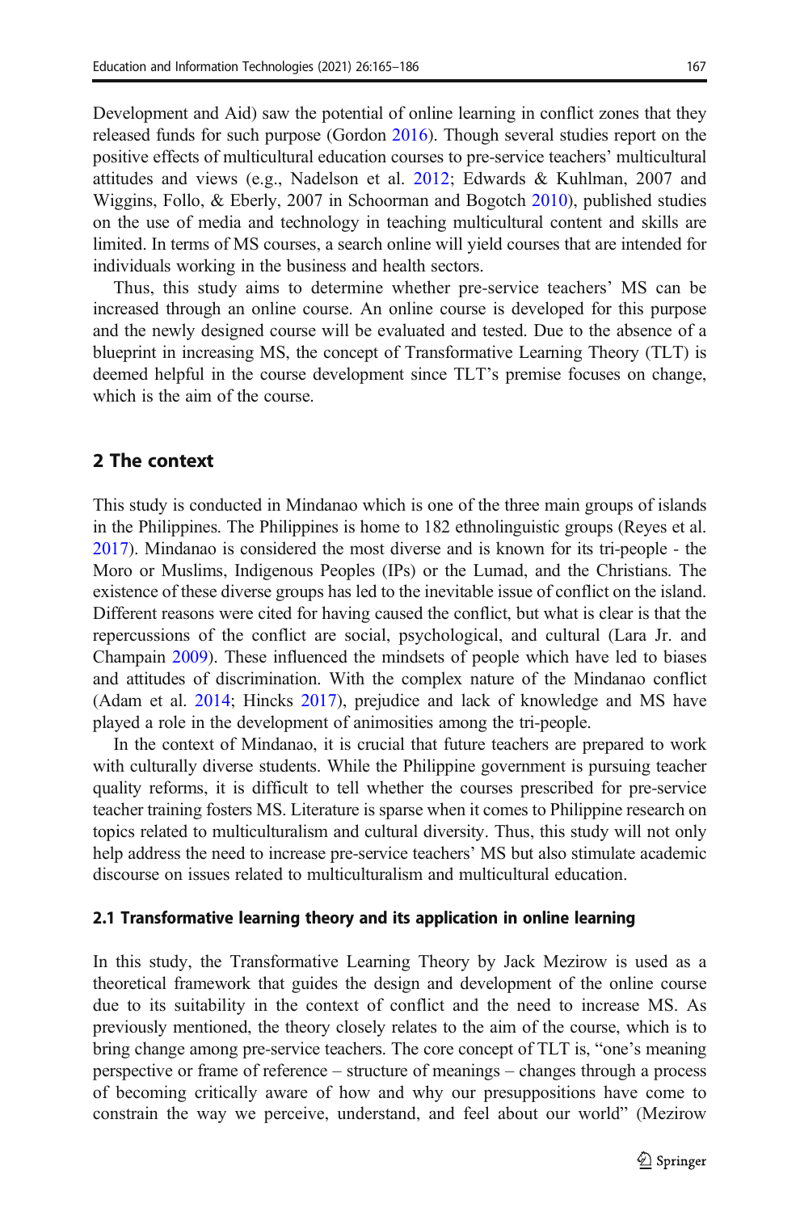Development and Aid) saw the potential of online learning in conflict zones that they released funds for such purpose (Gordon 2016). Though several studies report on the positive effects of multicultural education courses to pre-service teachers' multicultural attitudes and views (e.g., Nadelson et al. 2012; Edwards & Kuhlman, 2007 and Wiggins, Follo, & Eberly, 2007 in Schoorman and Bogotch 2010), published studies on the use of media and technology in teaching multicultural content and skills are limited. In terms of MS courses, a search online will yield courses that are intended for individuals working in the business and health sectors.

Thus, this study aims to determine whether pre-service teachers' MS can be increased through an online course. An online course is developed for this purpose and the newly designed course will be evaluated and tested. Due to the absence of a blueprint in increasing MS, the concept of Transformative Learning Theory (TLT) is deemed helpful in the course development since TLT's premise focuses on change, which is the aim of the course.

## 2 The context

This study is conducted in Mindanao which is one of the three main groups of islands in the Philippines. The Philippines is home to 182 ethnolinguistic groups (Reyes et al. 2017). Mindanao is considered the most diverse and is known for its tri-people - the Moro or Muslims, Indigenous Peoples (IPs) or the Lumad, and the Christians. The existence of these diverse groups has led to the inevitable issue of conflict on the island. Different reasons were cited for having caused the conflict, but what is clear is that the repercussions of the conflict are social, psychological, and cultural (Lara Jr. and Champain 2009). These influenced the mindsets of people which have led to biases and attitudes of discrimination. With the complex nature of the Mindanao conflict (Adam et al. 2014; Hincks 2017), prejudice and lack of knowledge and MS have played a role in the development of animosities among the tri-people.

In the context of Mindanao, it is crucial that future teachers are prepared to work with culturally diverse students. While the Philippine government is pursuing teacher quality reforms, it is difficult to tell whether the courses prescribed for pre-service teacher training fosters MS. Literature is sparse when it comes to Philippine research on topics related to multiculturalism and cultural diversity. Thus, this study will not only help address the need to increase pre-service teachers' MS but also stimulate academic discourse on issues related to multiculturalism and multicultural education.

### 2.1 Transformative learning theory and its application in online learning

In this study, the Transformative Learning Theory by Jack Mezirow is used as a theoretical framework that guides the design and development of the online course due to its suitability in the context of conflict and the need to increase MS. As previously mentioned, the theory closely relates to the aim of the course, which is to bring change among pre-service teachers. The core concept of TLT is, "one's meaning perspective or frame of reference – structure of meanings – changes through a process of becoming critically aware of how and why our presuppositions have come to constrain the way we perceive, understand, and feel about our world" (Mezirow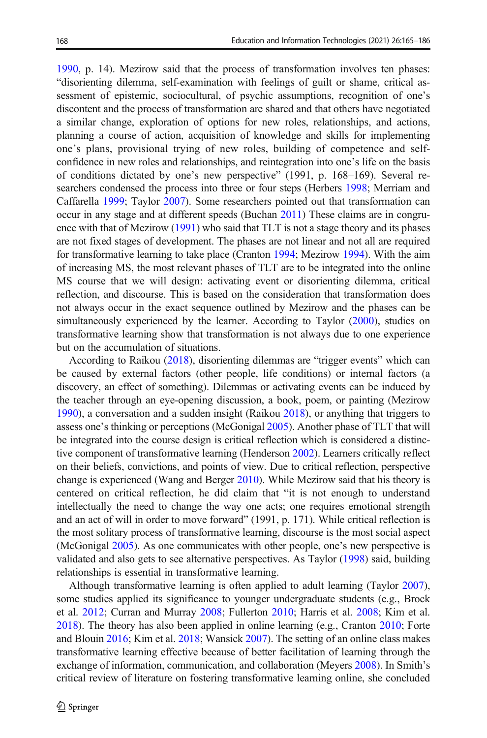1990, p. 14). Mezirow said that the process of transformation involves ten phases: "disorienting dilemma, self-examination with feelings of guilt or shame, critical assessment of epistemic, sociocultural, of psychic assumptions, recognition of one's discontent and the process of transformation are shared and that others have negotiated a similar change, exploration of options for new roles, relationships, and actions, planning a course of action, acquisition of knowledge and skills for implementing one's plans, provisional trying of new roles, building of competence and self-confidence in new roles and relationships, and reintegration into one's life on the basis of conditions dictated by one's new perspective" (1991, p. 168–169). Several researchers condensed the process into three or four steps (Herbers 1998; Merriam and Caffarella 1999; Taylor 2007). Some researchers pointed out that transformation can occur in any stage and at different speeds (Buchan 2011) These claims are in congruence with that of Mezirow (1991) who said that TLT is not a stage theory and its phases are not fixed stages of development. The phases are not linear and not all are required for transformative learning to take place (Cranton 1994; Mezirow 1994). With the aim of increasing MS, the most relevant phases of TLT are to be integrated into the online MS course that we will design: activating event or disorienting dilemma, critical reflection, and discourse. This is based on the consideration that transformation does not always occur in the exact sequence outlined by Mezirow and the phases can be simultaneously experienced by the learner. According to Taylor (2000), studies on transformative learning show that transformation is not always due to one experience but on the accumulation of situations.

According to Raikou (2018), disorienting dilemmas are "trigger events" which can be caused by external factors (other people, life conditions) or internal factors (a discovery, an effect of something). Dilemmas or activating events can be induced by the teacher through an eye-opening discussion, a book, poem, or painting (Mezirow 1990), a conversation and a sudden insight (Raikou 2018), or anything that triggers to assess one's thinking or perceptions (McGonigal 2005). Another phase of TLT that will be integrated into the course design is critical reflection which is considered a distinctive component of transformative learning (Henderson 2002). Learners critically reflect on their beliefs, convictions, and points of view. Due to critical reflection, perspective change is experienced (Wang and Berger 2010). While Mezirow said that his theory is centered on critical reflection, he did claim that "it is not enough to understand intellectually the need to change the way one acts; one requires emotional strength and an act of will in order to move forward" (1991, p. 171). While critical reflection is the most solitary process of transformative learning, discourse is the most social aspect (McGonigal 2005). As one communicates with other people, one's new perspective is validated and also gets to see alternative perspectives. As Taylor (1998) said, building relationships is essential in transformative learning.

Although transformative learning is often applied to adult learning (Taylor 2007), some studies applied its significance to younger undergraduate students (e.g., Brock et al. 2012; Curran and Murray 2008; Fullerton 2010; Harris et al. 2008; Kim et al. 2018). The theory has also been applied in online learning (e.g., Cranton 2010; Forte and Blouin 2016; Kim et al. 2018; Wansick 2007). The setting of an online class makes transformative learning effective because of better facilitation of learning through the exchange of information, communication, and collaboration (Meyers 2008). In Smith's critical review of literature on fostering transformative learning online, she concluded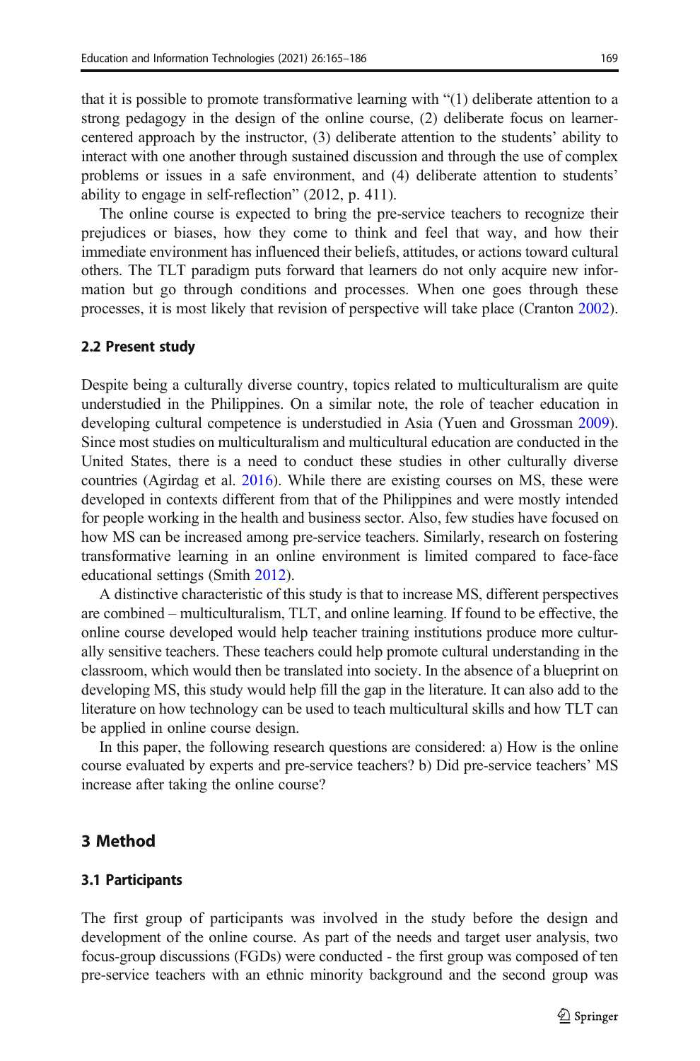that it is possible to promote transformative learning with "(1) deliberate attention to a strong pedagogy in the design of the online course, (2) deliberate focus on learner-centered approach by the instructor, (3) deliberate attention to the students' ability to interact with one another through sustained discussion and through the use of complex problems or issues in a safe environment, and (4) deliberate attention to students' ability to engage in self-reflection" (2012, p. 411).

The online course is expected to bring the pre-service teachers to recognize their prejudices or biases, how they come to think and feel that way, and how their immediate environment has influenced their beliefs, attitudes, or actions toward cultural others. The TLT paradigm puts forward that learners do not only acquire new information but go through conditions and processes. When one goes through these processes, it is most likely that revision of perspective will take place (Cranton 2002).

### 2.2 Present study

Despite being a culturally diverse country, topics related to multiculturalism are quite understudied in the Philippines. On a similar note, the role of teacher education in developing cultural competence is understudied in Asia (Yuen and Grossman 2009). Since most studies on multiculturalism and multicultural education are conducted in the United States, there is a need to conduct these studies in other culturally diverse countries (Agirdag et al. 2016). While there are existing courses on MS, these were developed in contexts different from that of the Philippines and were mostly intended for people working in the health and business sector. Also, few studies have focused on how MS can be increased among pre-service teachers. Similarly, research on fostering transformative learning in an online environment is limited compared to face-face educational settings (Smith 2012).

A distinctive characteristic of this study is that to increase MS, different perspectives are combined – multiculturalism, TLT, and online learning. If found to be effective, the online course developed would help teacher training institutions produce more culturally sensitive teachers. These teachers could help promote cultural understanding in the classroom, which would then be translated into society. In the absence of a blueprint on developing MS, this study would help fill the gap in the literature. It can also add to the literature on how technology can be used to teach multicultural skills and how TLT can be applied in online course design.

In this paper, the following research questions are considered: a) How is the online course evaluated by experts and pre-service teachers? b) Did pre-service teachers' MS increase after taking the online course?

## 3 Method

### 3.1 Participants

The first group of participants was involved in the study before the design and development of the online course. As part of the needs and target user analysis, two focus-group discussions (FGDs) were conducted - the first group was composed of ten pre-service teachers with an ethnic minority background and the second group was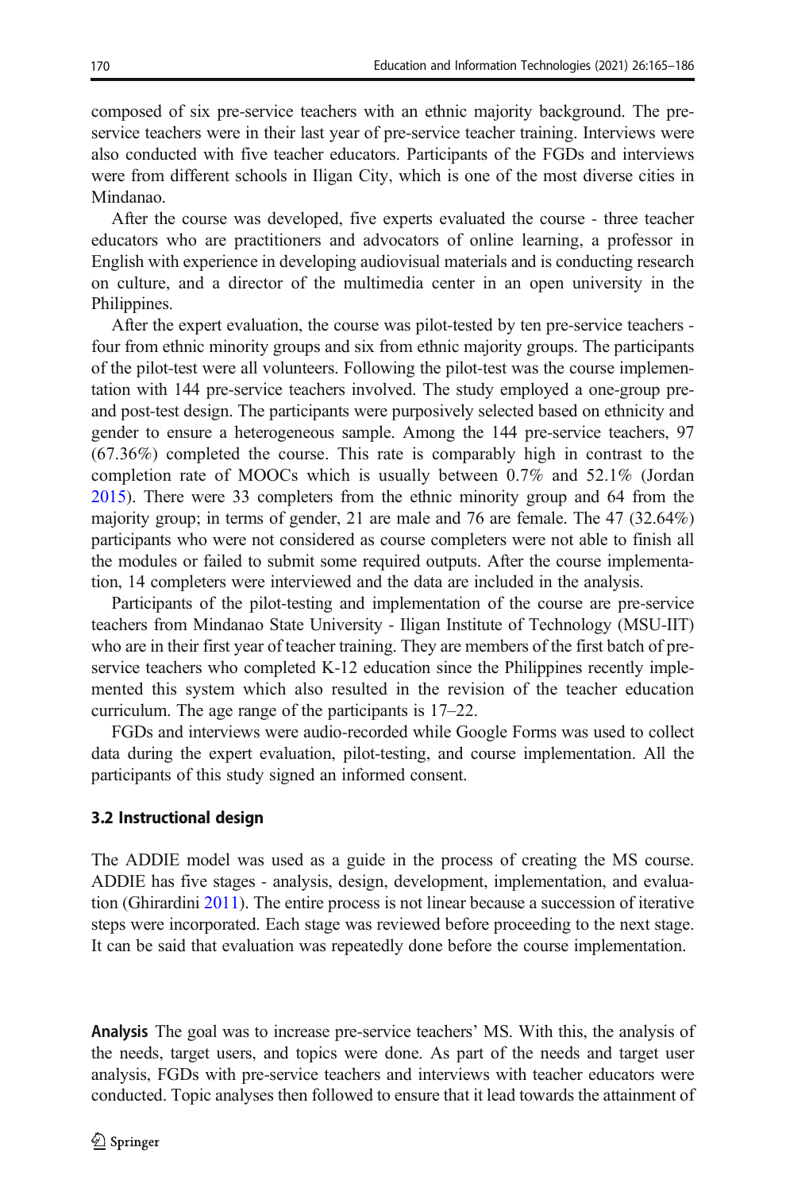composed of six pre-service teachers with an ethnic majority background. The pre-service teachers were in their last year of pre-service teacher training. Interviews were also conducted with five teacher educators. Participants of the FGDs and interviews were from different schools in Iligan City, which is one of the most diverse cities in Mindanao.

After the course was developed, five experts evaluated the course - three teacher educators who are practitioners and advocators of online learning, a professor in English with experience in developing audiovisual materials and is conducting research on culture, and a director of the multimedia center in an open university in the Philippines.

After the expert evaluation, the course was pilot-tested by ten pre-service teachers - four from ethnic minority groups and six from ethnic majority groups. The participants of the pilot-test were all volunteers. Following the pilot-test was the course implementation with 144 pre-service teachers involved. The study employed a one-group pre- and post-test design. The participants were purposively selected based on ethnicity and gender to ensure a heterogeneous sample. Among the 144 pre-service teachers, 97 (67.36%) completed the course. This rate is comparably high in contrast to the completion rate of MOOCs which is usually between 0.7% and 52.1% (Jordan 2015). There were 33 completers from the ethnic minority group and 64 from the majority group; in terms of gender, 21 are male and 76 are female. The 47 (32.64%) participants who were not considered as course completers were not able to finish all the modules or failed to submit some required outputs. After the course implementation, 14 completers were interviewed and the data are included in the analysis.

Participants of the pilot-testing and implementation of the course are pre-service teachers from Mindanao State University - Iligan Institute of Technology (MSU-IIT) who are in their first year of teacher training. They are members of the first batch of pre-service teachers who completed K-12 education since the Philippines recently implemented this system which also resulted in the revision of the teacher education curriculum. The age range of the participants is 17–22.

FGDs and interviews were audio-recorded while Google Forms was used to collect data during the expert evaluation, pilot-testing, and course implementation. All the participants of this study signed an informed consent.

### 3.2 Instructional design

The ADDIE model was used as a guide in the process of creating the MS course. ADDIE has five stages - analysis, design, development, implementation, and evaluation (Ghirardini 2011). The entire process is not linear because a succession of iterative steps were incorporated. Each stage was reviewed before proceeding to the next stage. It can be said that evaluation was repeatedly done before the course implementation.

**Analysis** The goal was to increase pre-service teachers' MS. With this, the analysis of the needs, target users, and topics were done. As part of the needs and target user analysis, FGDs with pre-service teachers and interviews with teacher educators were conducted. Topic analyses then followed to ensure that it lead towards the attainment of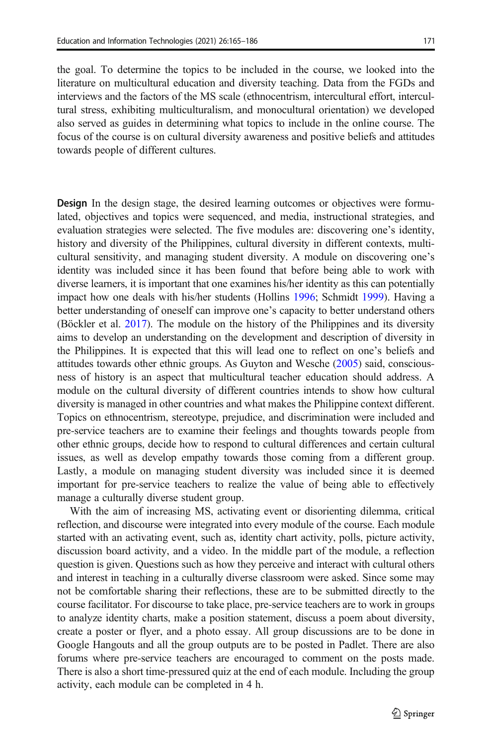the goal. To determine the topics to be included in the course, we looked into the literature on multicultural education and diversity teaching. Data from the FGDs and interviews and the factors of the MS scale (ethnocentrism, intercultural effort, intercultural stress, exhibiting multiculturalism, and monocultural orientation) we developed also served as guides in determining what topics to include in the online course. The focus of the course is on cultural diversity awareness and positive beliefs and attitudes towards people of different cultures.

**Design** In the design stage, the desired learning outcomes or objectives were formulated, objectives and topics were sequenced, and media, instructional strategies, and evaluation strategies were selected. The five modules are: discovering one's identity, history and diversity of the Philippines, cultural diversity in different contexts, multicultural sensitivity, and managing student diversity. A module on discovering one's identity was included since it has been found that before being able to work with diverse learners, it is important that one examines his/her identity as this can potentially impact how one deals with his/her students (Hollins 1996; Schmidt 1999). Having a better understanding of oneself can improve one's capacity to better understand others (Böckler et al. 2017). The module on the history of the Philippines and its diversity aims to develop an understanding on the development and description of diversity in the Philippines. It is expected that this will lead one to reflect on one's beliefs and attitudes towards other ethnic groups. As Guyton and Wesche (2005) said, consciousness of history is an aspect that multicultural teacher education should address. A module on the cultural diversity of different countries intends to show how cultural diversity is managed in other countries and what makes the Philippine context different. Topics on ethnocentrism, stereotype, prejudice, and discrimination were included and pre-service teachers are to examine their feelings and thoughts towards people from other ethnic groups, decide how to respond to cultural differences and certain cultural issues, as well as develop empathy towards those coming from a different group. Lastly, a module on managing student diversity was included since it is deemed important for pre-service teachers to realize the value of being able to effectively manage a culturally diverse student group.

With the aim of increasing MS, activating event or disorienting dilemma, critical reflection, and discourse were integrated into every module of the course. Each module started with an activating event, such as, identity chart activity, polls, picture activity, discussion board activity, and a video. In the middle part of the module, a reflection question is given. Questions such as how they perceive and interact with cultural others and interest in teaching in a culturally diverse classroom were asked. Since some may not be comfortable sharing their reflections, these are to be submitted directly to the course facilitator. For discourse to take place, pre-service teachers are to work in groups to analyze identity charts, make a position statement, discuss a poem about diversity, create a poster or flyer, and a photo essay. All group discussions are to be done in Google Hangouts and all the group outputs are to be posted in Padlet. There are also forums where pre-service teachers are encouraged to comment on the posts made. There is also a short time-pressured quiz at the end of each module. Including the group activity, each module can be completed in 4 h.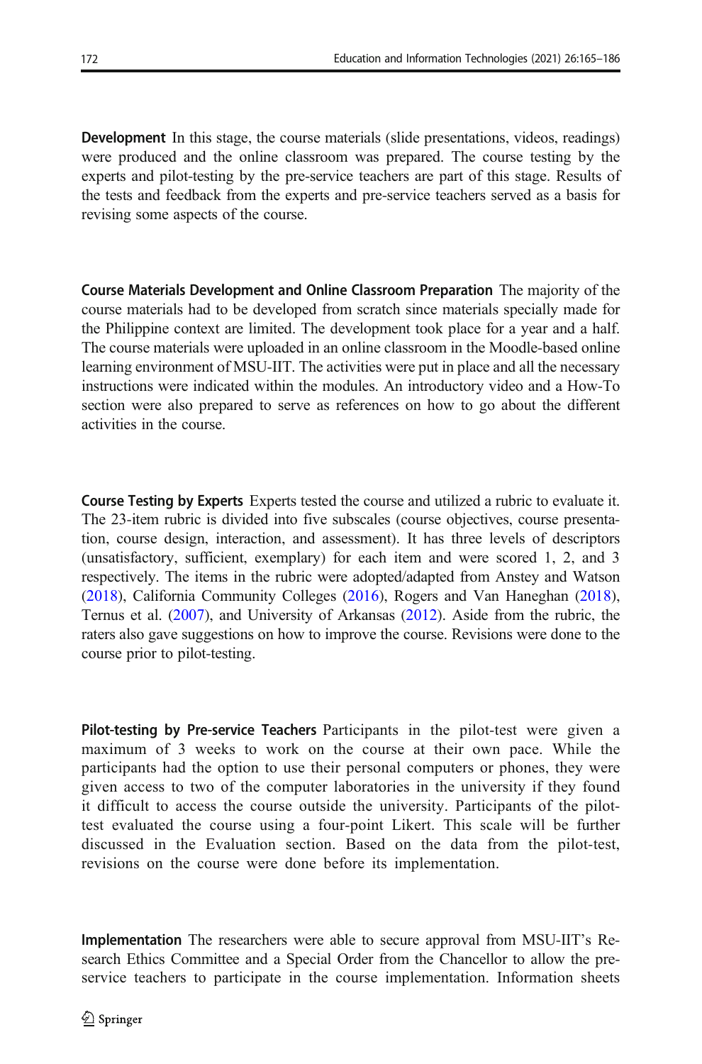**Development** In this stage, the course materials (slide presentations, videos, readings) were produced and the online classroom was prepared. The course testing by the experts and pilot-testing by the pre-service teachers are part of this stage. Results of the tests and feedback from the experts and pre-service teachers served as a basis for revising some aspects of the course.

**Course Materials Development and Online Classroom Preparation** The majority of the course materials had to be developed from scratch since materials specially made for the Philippine context are limited. The development took place for a year and a half. The course materials were uploaded in an online classroom in the Moodle-based online learning environment of MSU-IIT. The activities were put in place and all the necessary instructions were indicated within the modules. An introductory video and a How-To section were also prepared to serve as references on how to go about the different activities in the course.

**Course Testing by Experts** Experts tested the course and utilized a rubric to evaluate it. The 23-item rubric is divided into five subscales (course objectives, course presentation, course design, interaction, and assessment). It has three levels of descriptors (unsatisfactory, sufficient, exemplary) for each item and were scored 1, 2, and 3 respectively. The items in the rubric were adopted/adapted from Anstey and Watson (2018), California Community Colleges (2016), Rogers and Van Haneghan (2018), Ternus et al. (2007), and University of Arkansas (2012). Aside from the rubric, the raters also gave suggestions on how to improve the course. Revisions were done to the course prior to pilot-testing.

**Pilot-testing by Pre-service Teachers** Participants in the pilot-test were given a maximum of 3 weeks to work on the course at their own pace. While the participants had the option to use their personal computers or phones, they were given access to two of the computer laboratories in the university if they found it difficult to access the course outside the university. Participants of the pilot-test evaluated the course using a four-point Likert. This scale will be further discussed in the Evaluation section. Based on the data from the pilot-test, revisions on the course were done before its implementation.

**Implementation** The researchers were able to secure approval from MSU-IIT's Research Ethics Committee and a Special Order from the Chancellor to allow the pre-service teachers to participate in the course implementation. Information sheets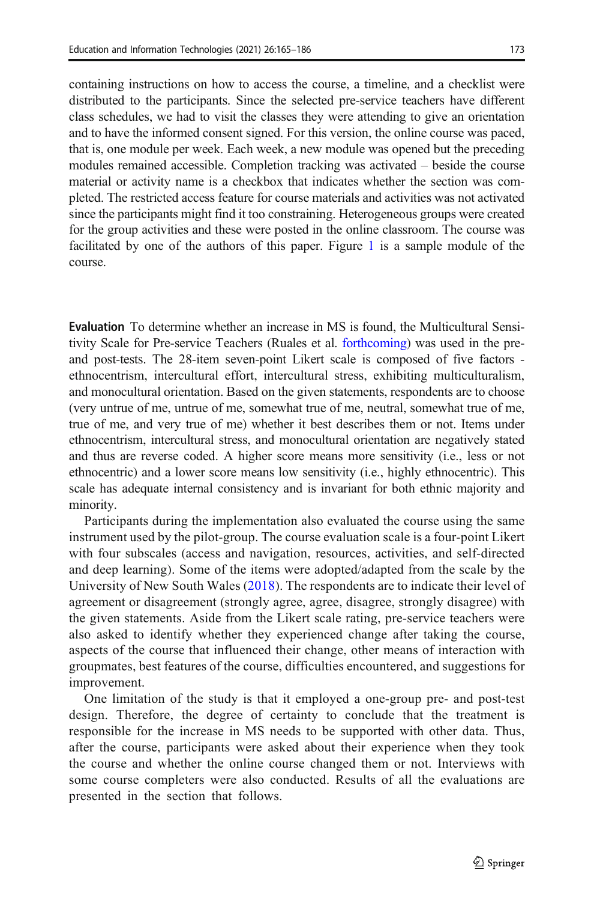containing instructions on how to access the course, a timeline, and a checklist were distributed to the participants. Since the selected pre-service teachers have different class schedules, we had to visit the classes they were attending to give an orientation and to have the informed consent signed. For this version, the online course was paced, that is, one module per week. Each week, a new module was opened but the preceding modules remained accessible. Completion tracking was activated – beside the course material or activity name is a checkbox that indicates whether the section was completed. The restricted access feature for course materials and activities was not activated since the participants might find it too constraining. Heterogeneous groups were created for the group activities and these were posted in the online classroom. The course was facilitated by one of the authors of this paper. Figure 1 is a sample module of the course.

**Evaluation** To determine whether an increase in MS is found, the Multicultural Sensitivity Scale for Pre-service Teachers (Ruales et al. forthcoming) was used in the pre- and post-tests. The 28-item seven-point Likert scale is composed of five factors - ethnocentrism, intercultural effort, intercultural stress, exhibiting multiculturalism, and monocultural orientation. Based on the given statements, respondents are to choose (very untrue of me, untrue of me, somewhat true of me, neutral, somewhat true of me, true of me, and very true of me) whether it best describes them or not. Items under ethnocentrism, intercultural stress, and monocultural orientation are negatively stated and thus are reverse coded. A higher score means more sensitivity (i.e., less or not ethnocentric) and a lower score means low sensitivity (i.e., highly ethnocentric). This scale has adequate internal consistency and is invariant for both ethnic majority and minority.

Participants during the implementation also evaluated the course using the same instrument used by the pilot-group. The course evaluation scale is a four-point Likert with four subscales (access and navigation, resources, activities, and self-directed and deep learning). Some of the items were adopted/adapted from the scale by the University of New South Wales (2018). The respondents are to indicate their level of agreement or disagreement (strongly agree, agree, disagree, strongly disagree) with the given statements. Aside from the Likert scale rating, pre-service teachers were also asked to identify whether they experienced change after taking the course, aspects of the course that influenced their change, other means of interaction with groupmates, best features of the course, difficulties encountered, and suggestions for improvement.

One limitation of the study is that it employed a one-group pre- and post-test design. Therefore, the degree of certainty to conclude that the treatment is responsible for the increase in MS needs to be supported with other data. Thus, after the course, participants were asked about their experience when they took the course and whether the online course changed them or not. Interviews with some course completers were also conducted. Results of all the evaluations are presented in the section that follows.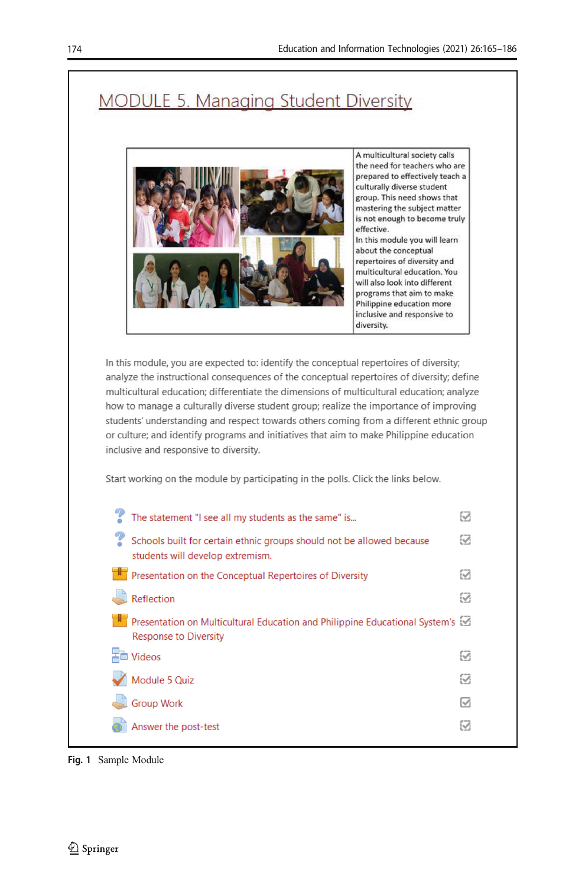# MODULE 5. Managing Student Diversity

A multicultural society calls the need for teachers who are prepared to effectively teach a culturally diverse student group. This need shows that mastering the subject matter is not enough to become truly effective.
In this module you will learn about the conceptual repertoires of diversity and multicultural education. You will also look into different programs that aim to make Philippine education more inclusive and responsive to diversity.

In this module, you are expected to: identify the conceptual repertoires of diversity; analyze the instructional consequences of the conceptual repertoires of diversity; define multicultural education; differentiate the dimensions of multicultural education; analyze how to manage a culturally diverse student group; realize the importance of improving students' understanding and respect towards others coming from a different ethnic group or culture; and identify programs and initiatives that aim to make Philippine education inclusive and responsive to diversity.

Start working on the module by participating in the polls. Click the links below.

- The statement "I see all my students as the same" is...
- Schools built for certain ethnic groups should not be allowed because students will develop extremism.
- Presentation on the Conceptual Repertoires of Diversity
- Reflection
- Presentation on Multicultural Education and Philippine Educational System's Response to Diversity
- Videos
- Module 5 Quiz
- Group Work
- Answer the post-test

**Fig. 1** Sample Module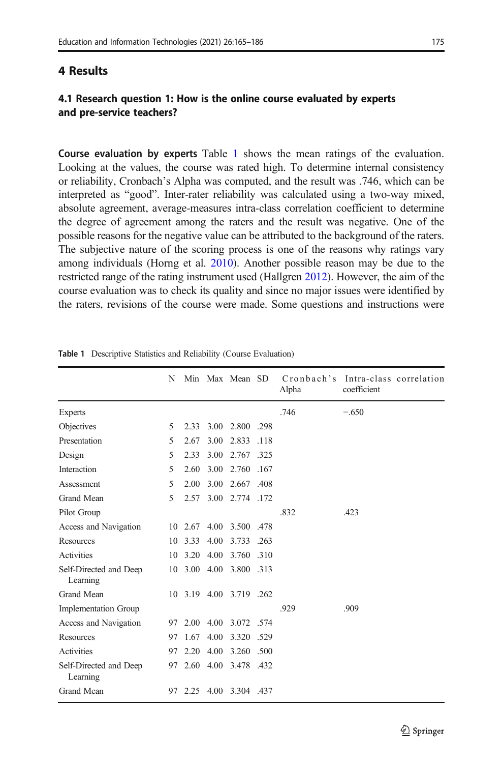## 4 Results

### 4.1 Research question 1: How is the online course evaluated by experts and pre-service teachers?

**Course evaluation by experts** Table 1 shows the mean ratings of the evaluation. Looking at the values, the course was rated high. To determine internal consistency or reliability, Cronbach's Alpha was computed, and the result was .746, which can be interpreted as "good". Inter-rater reliability was calculated using a two-way mixed, absolute agreement, average-measures intra-class correlation coefficient to determine the degree of agreement among the raters and the result was negative. One of the possible reasons for the negative value can be attributed to the background of the raters. The subjective nature of the scoring process is one of the reasons why ratings vary among individuals (Horng et al. 2010). Another possible reason may be due to the restricted range of the rating instrument used (Hallgren 2012). However, the aim of the course evaluation was to check its quality and since no major issues were identified by the raters, revisions of the course were made. Some questions and instructions were

**Table 1** Descriptive Statistics and Reliability (Course Evaluation)

| | N | Min | Max | Mean | SD | Cronbach's Alpha | Intra-class correlation coefficient |
|---|---|---|---|---|---|---|---|
| Experts | | | | | | .746 | −.650 |
| Objectives | 5 | 2.33 | 3.00 | 2.800 | .298 | | |
| Presentation | 5 | 2.67 | 3.00 | 2.833 | .118 | | |
| Design | 5 | 2.33 | 3.00 | 2.767 | .325 | | |
| Interaction | 5 | 2.60 | 3.00 | 2.760 | .167 | | |
| Assessment | 5 | 2.00 | 3.00 | 2.667 | .408 | | |
| Grand Mean | 5 | 2.57 | 3.00 | 2.774 | .172 | | |
| Pilot Group | | | | | | .832 | .423 |
| Access and Navigation | 10 | 2.67 | 4.00 | 3.500 | .478 | | |
| Resources | 10 | 3.33 | 4.00 | 3.733 | .263 | | |
| Activities | 10 | 3.20 | 4.00 | 3.760 | .310 | | |
| Self-Directed and Deep Learning | 10 | 3.00 | 4.00 | 3.800 | .313 | | |
| Grand Mean | 10 | 3.19 | 4.00 | 3.719 | .262 | | |
| Implementation Group | | | | | | .929 | .909 |
| Access and Navigation | 97 | 2.00 | 4.00 | 3.072 | .574 | | |
| Resources | 97 | 1.67 | 4.00 | 3.320 | .529 | | |
| Activities | 97 | 2.20 | 4.00 | 3.260 | .500 | | |
| Self-Directed and Deep Learning | 97 | 2.60 | 4.00 | 3.478 | .432 | | |
| Grand Mean | 97 | 2.25 | 4.00 | 3.304 | .437 | | |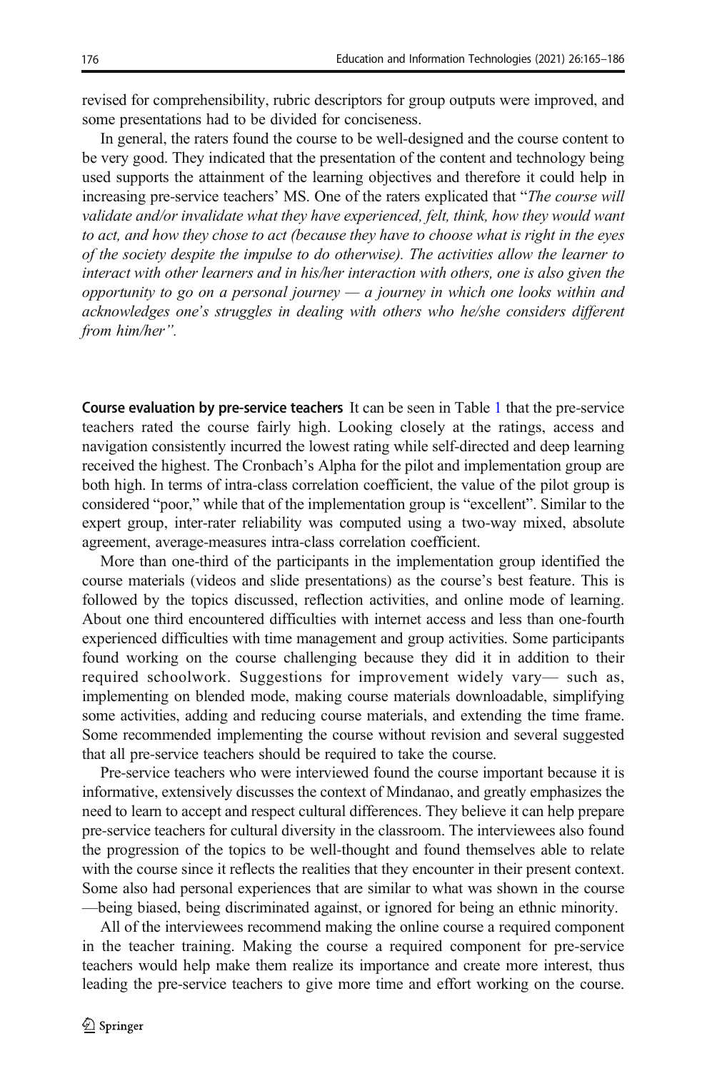revised for comprehensibility, rubric descriptors for group outputs were improved, and some presentations had to be divided for conciseness.

In general, the raters found the course to be well-designed and the course content to be very good. They indicated that the presentation of the content and technology being used supports the attainment of the learning objectives and therefore it could help in increasing pre-service teachers' MS. One of the raters explicated that "*The course will validate and/or invalidate what they have experienced, felt, think, how they would want to act, and how they chose to act (because they have to choose what is right in the eyes of the society despite the impulse to do otherwise). The activities allow the learner to interact with other learners and in his/her interaction with others, one is also given the opportunity to go on a personal journey — a journey in which one looks within and acknowledges one's struggles in dealing with others who he/she considers different from him/her*".

**Course evaluation by pre-service teachers** It can be seen in Table 1 that the pre-service teachers rated the course fairly high. Looking closely at the ratings, access and navigation consistently incurred the lowest rating while self-directed and deep learning received the highest. The Cronbach's Alpha for the pilot and implementation group are both high. In terms of intra-class correlation coefficient, the value of the pilot group is considered "poor," while that of the implementation group is "excellent". Similar to the expert group, inter-rater reliability was computed using a two-way mixed, absolute agreement, average-measures intra-class correlation coefficient.

More than one-third of the participants in the implementation group identified the course materials (videos and slide presentations) as the course's best feature. This is followed by the topics discussed, reflection activities, and online mode of learning. About one third encountered difficulties with internet access and less than one-fourth experienced difficulties with time management and group activities. Some participants found working on the course challenging because they did it in addition to their required schoolwork. Suggestions for improvement widely vary— such as, implementing on blended mode, making course materials downloadable, simplifying some activities, adding and reducing course materials, and extending the time frame. Some recommended implementing the course without revision and several suggested that all pre-service teachers should be required to take the course.

Pre-service teachers who were interviewed found the course important because it is informative, extensively discusses the context of Mindanao, and greatly emphasizes the need to learn to accept and respect cultural differences. They believe it can help prepare pre-service teachers for cultural diversity in the classroom. The interviewees also found the progression of the topics to be well-thought and found themselves able to relate with the course since it reflects the realities that they encounter in their present context. Some also had personal experiences that are similar to what was shown in the course —being biased, being discriminated against, or ignored for being an ethnic minority.

All of the interviewees recommend making the online course a required component in the teacher training. Making the course a required component for pre-service teachers would help make them realize its importance and create more interest, thus leading the pre-service teachers to give more time and effort working on the course.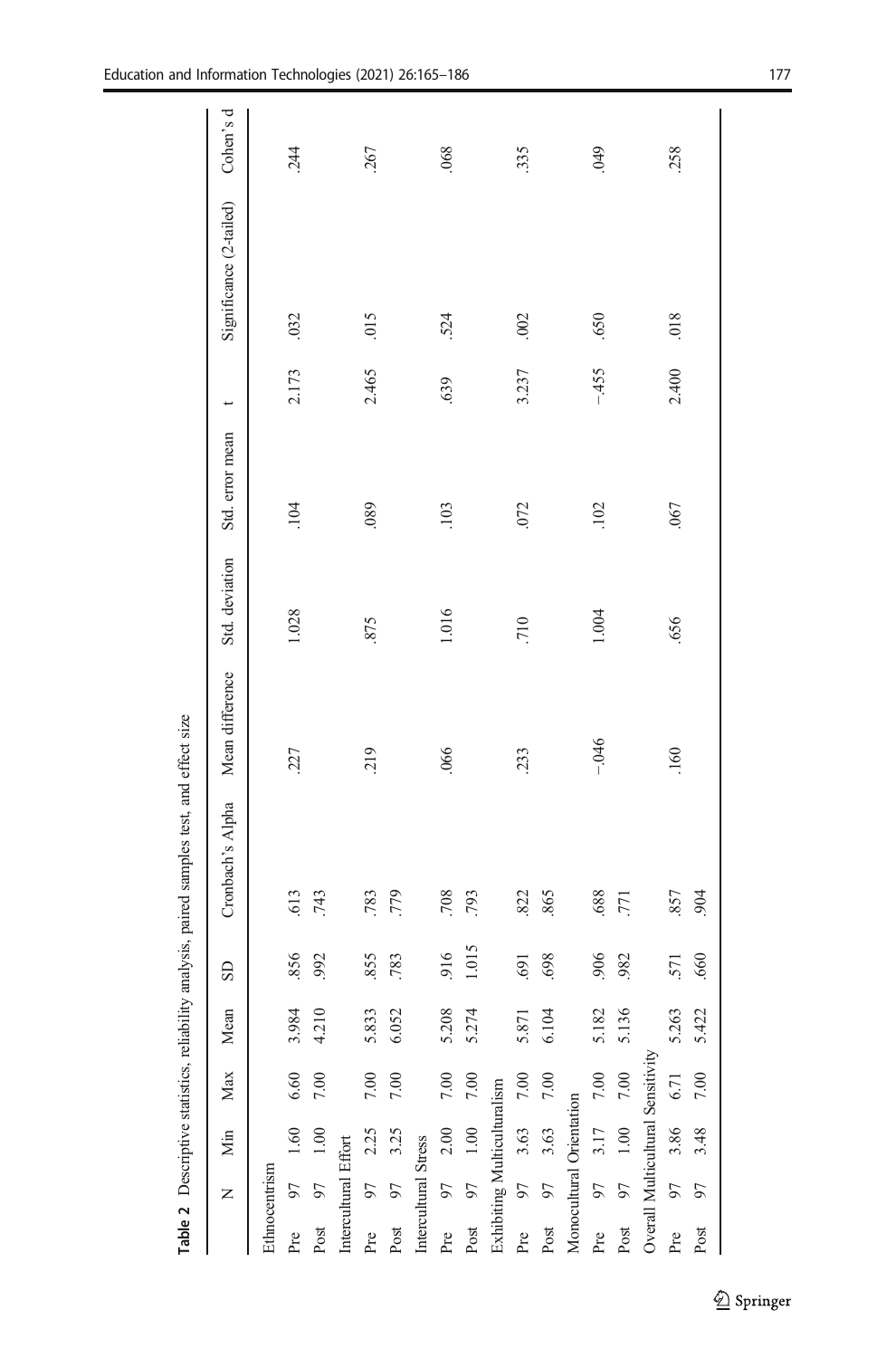**Table 2** Descriptive statistics, reliability analysis, paired samples test, and effect size

| | N | Min | Max | Mean | SD | Cronbach's Alpha | Mean difference | Std. deviation | Std. error mean | t | Significance (2-tailed) | Cohen's d |
|---|---|---|---|---|---|---|---|---|---|---|---|---|
| Ethnocentrism | | | | | | | | | | | | |
| Pre | 97 | 1.60 | 6.60 | 3.984 | .856 | .613 | .227 | 1.028 | .104 | 2.173 | .032 | .244 |
| Post | 97 | 1.00 | 7.00 | 4.210 | .992 | .743 | | | | | | |
| Intercultural Effort | | | | | | | | | | | | |
| Pre | 97 | 2.25 | 7.00 | 5.833 | .855 | .783 | .219 | .875 | .089 | 2.465 | .015 | .267 |
| Post | 97 | 3.25 | 7.00 | 6.052 | .783 | .779 | | | | | | |
| Intercultural Stress | | | | | | | | | | | | |
| Pre | 97 | 2.00 | 7.00 | 5.208 | .916 | .708 | .066 | 1.016 | .103 | .639 | .524 | .068 |
| Post | 97 | 1.00 | 7.00 | 5.274 | 1.015 | .793 | | | | | | |
| Exhibiting Multiculturalism | | | | | | | | | | | | |
| Pre | 97 | 3.63 | 7.00 | 5.871 | .691 | .822 | .233 | .710 | .072 | 3.237 | .002 | .335 |
| Post | 97 | 3.63 | 7.00 | 6.104 | .698 | .865 | | | | | | |
| Monocultural Orientation | | | | | | | | | | | | |
| Pre | 97 | 3.17 | 7.00 | 5.182 | .906 | .688 | −.046 | 1.004 | .102 | −.455 | .650 | .049 |
| Post | 97 | 1.00 | 7.00 | 5.136 | .982 | .771 | | | | | | |
| Overall Multicultural Sensitivity | | | | | | | | | | | | |
| Pre | 97 | 3.86 | 6.71 | 5.263 | .571 | .857 | .160 | .656 | .067 | 2.400 | .018 | .258 |
| Post | 97 | 3.48 | 7.00 | 5.422 | .660 | .904 | | | | | | |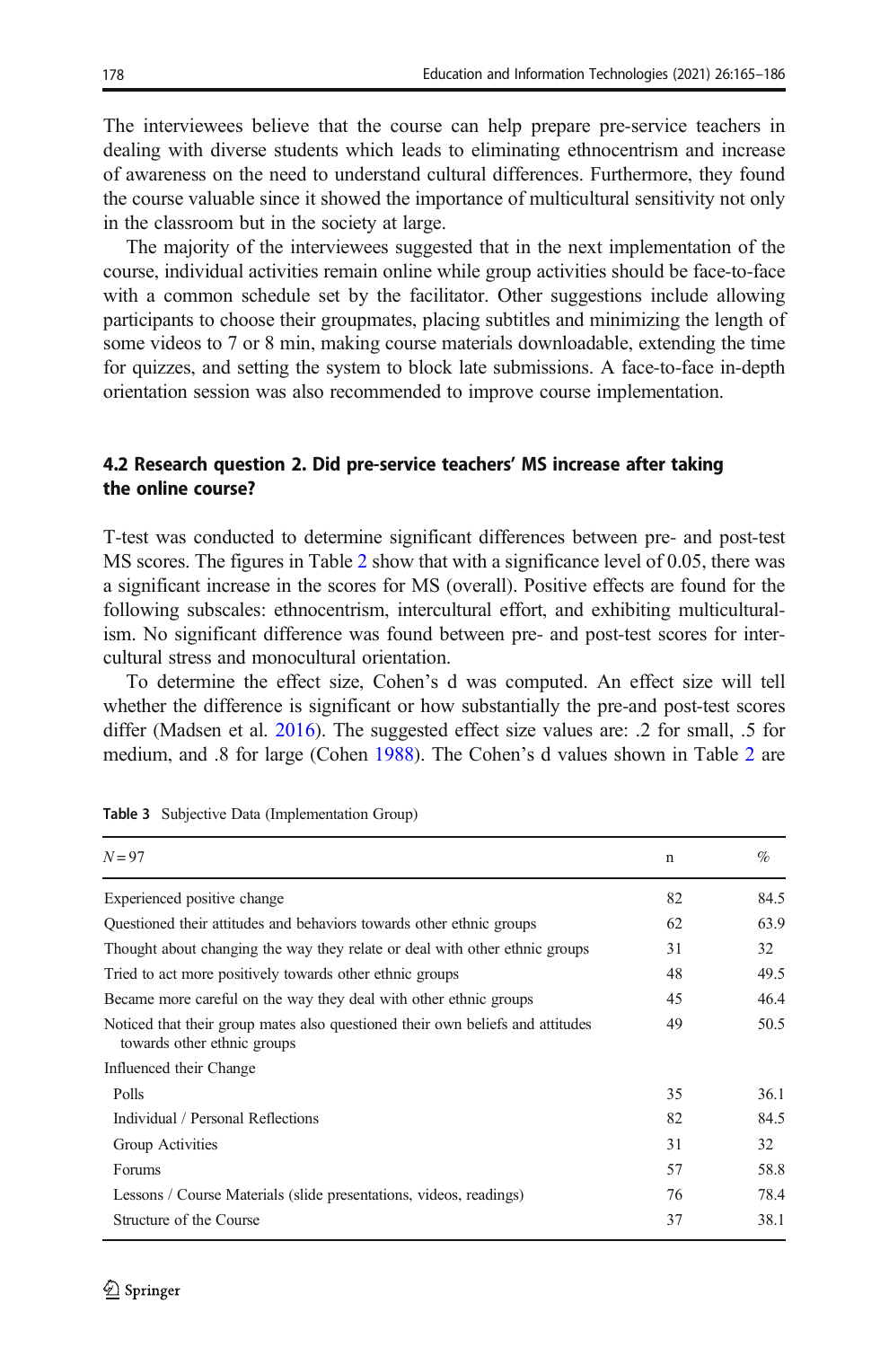The interviewees believe that the course can help prepare pre-service teachers in dealing with diverse students which leads to eliminating ethnocentrism and increase of awareness on the need to understand cultural differences. Furthermore, they found the course valuable since it showed the importance of multicultural sensitivity not only in the classroom but in the society at large.

The majority of the interviewees suggested that in the next implementation of the course, individual activities remain online while group activities should be face-to-face with a common schedule set by the facilitator. Other suggestions include allowing participants to choose their groupmates, placing subtitles and minimizing the length of some videos to 7 or 8 min, making course materials downloadable, extending the time for quizzes, and setting the system to block late submissions. A face-to-face in-depth orientation session was also recommended to improve course implementation.

### 4.2 Research question 2. Did pre-service teachers' MS increase after taking the online course?

T-test was conducted to determine significant differences between pre- and post-test MS scores. The figures in Table 2 show that with a significance level of 0.05, there was a significant increase in the scores for MS (overall). Positive effects are found for the following subscales: ethnocentrism, intercultural effort, and exhibiting multiculturalism. No significant difference was found between pre- and post-test scores for intercultural stress and monocultural orientation.

To determine the effect size, Cohen's d was computed. An effect size will tell whether the difference is significant or how substantially the pre-and post-test scores differ (Madsen et al. 2016). The suggested effect size values are: .2 for small, .5 for medium, and .8 for large (Cohen 1988). The Cohen's d values shown in Table 2 are

**Table 3** Subjective Data (Implementation Group)

| $N = 97$ | n | % |
|---|---|---|
| Experienced positive change | 82 | 84.5 |
| Questioned their attitudes and behaviors towards other ethnic groups | 62 | 63.9 |
| Thought about changing the way they relate or deal with other ethnic groups | 31 | 32 |
| Tried to act more positively towards other ethnic groups | 48 | 49.5 |
| Became more careful on the way they deal with other ethnic groups | 45 | 46.4 |
| Noticed that their group mates also questioned their own beliefs and attitudes towards other ethnic groups | 49 | 50.5 |
| Influenced their Change | | |
| Polls | 35 | 36.1 |
| Individual / Personal Reflections | 82 | 84.5 |
| Group Activities | 31 | 32 |
| Forums | 57 | 58.8 |
| Lessons / Course Materials (slide presentations, videos, readings) | 76 | 78.4 |
| Structure of the Course | 37 | 38.1 |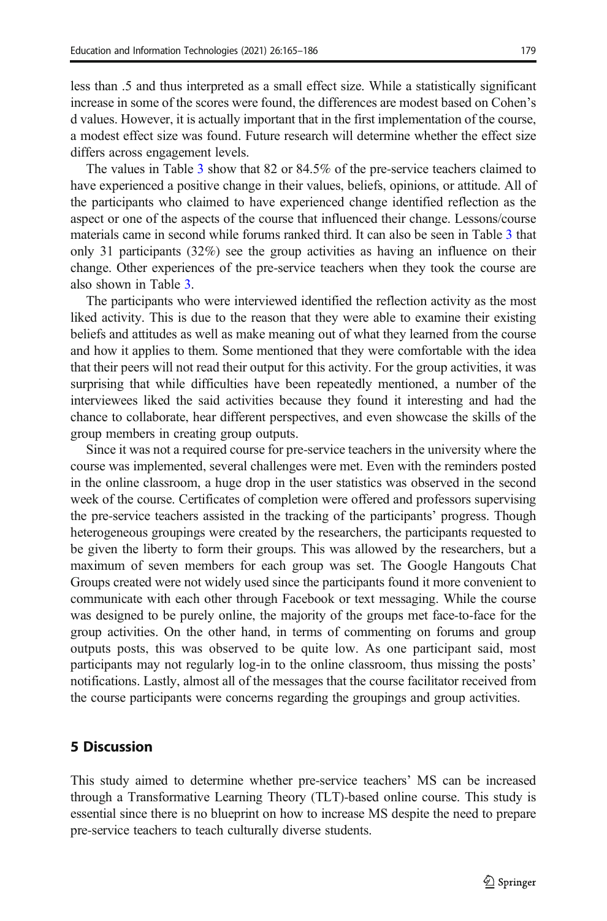less than .5 and thus interpreted as a small effect size. While a statistically significant increase in some of the scores were found, the differences are modest based on Cohen's d values. However, it is actually important that in the first implementation of the course, a modest effect size was found. Future research will determine whether the effect size differs across engagement levels.

The values in Table 3 show that 82 or 84.5% of the pre-service teachers claimed to have experienced a positive change in their values, beliefs, opinions, or attitude. All of the participants who claimed to have experienced change identified reflection as the aspect or one of the aspects of the course that influenced their change. Lessons/course materials came in second while forums ranked third. It can also be seen in Table 3 that only 31 participants (32%) see the group activities as having an influence on their change. Other experiences of the pre-service teachers when they took the course are also shown in Table 3.

The participants who were interviewed identified the reflection activity as the most liked activity. This is due to the reason that they were able to examine their existing beliefs and attitudes as well as make meaning out of what they learned from the course and how it applies to them. Some mentioned that they were comfortable with the idea that their peers will not read their output for this activity. For the group activities, it was surprising that while difficulties have been repeatedly mentioned, a number of the interviewees liked the said activities because they found it interesting and had the chance to collaborate, hear different perspectives, and even showcase the skills of the group members in creating group outputs.

Since it was not a required course for pre-service teachers in the university where the course was implemented, several challenges were met. Even with the reminders posted in the online classroom, a huge drop in the user statistics was observed in the second week of the course. Certificates of completion were offered and professors supervising the pre-service teachers assisted in the tracking of the participants' progress. Though heterogeneous groupings were created by the researchers, the participants requested to be given the liberty to form their groups. This was allowed by the researchers, but a maximum of seven members for each group was set. The Google Hangouts Chat Groups created were not widely used since the participants found it more convenient to communicate with each other through Facebook or text messaging. While the course was designed to be purely online, the majority of the groups met face-to-face for the group activities. On the other hand, in terms of commenting on forums and group outputs posts, this was observed to be quite low. As one participant said, most participants may not regularly log-in to the online classroom, thus missing the posts' notifications. Lastly, almost all of the messages that the course facilitator received from the course participants were concerns regarding the groupings and group activities.

## 5 Discussion

This study aimed to determine whether pre-service teachers' MS can be increased through a Transformative Learning Theory (TLT)-based online course. This study is essential since there is no blueprint on how to increase MS despite the need to prepare pre-service teachers to teach culturally diverse students.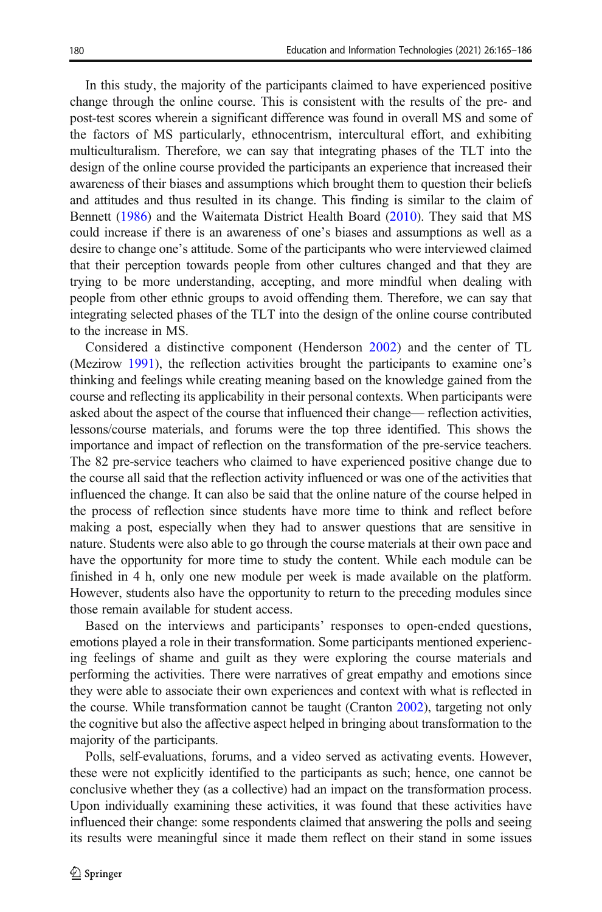In this study, the majority of the participants claimed to have experienced positive change through the online course. This is consistent with the results of the pre- and post-test scores wherein a significant difference was found in overall MS and some of the factors of MS particularly, ethnocentrism, intercultural effort, and exhibiting multiculturalism. Therefore, we can say that integrating phases of the TLT into the design of the online course provided the participants an experience that increased their awareness of their biases and assumptions which brought them to question their beliefs and attitudes and thus resulted in its change. This finding is similar to the claim of Bennett (1986) and the Waitemata District Health Board (2010). They said that MS could increase if there is an awareness of one's biases and assumptions as well as a desire to change one's attitude. Some of the participants who were interviewed claimed that their perception towards people from other cultures changed and that they are trying to be more understanding, accepting, and more mindful when dealing with people from other ethnic groups to avoid offending them. Therefore, we can say that integrating selected phases of the TLT into the design of the online course contributed to the increase in MS.

Considered a distinctive component (Henderson 2002) and the center of TL (Mezirow 1991), the reflection activities brought the participants to examine one's thinking and feelings while creating meaning based on the knowledge gained from the course and reflecting its applicability in their personal contexts. When participants were asked about the aspect of the course that influenced their change— reflection activities, lessons/course materials, and forums were the top three identified. This shows the importance and impact of reflection on the transformation of the pre-service teachers. The 82 pre-service teachers who claimed to have experienced positive change due to the course all said that the reflection activity influenced or was one of the activities that influenced the change. It can also be said that the online nature of the course helped in the process of reflection since students have more time to think and reflect before making a post, especially when they had to answer questions that are sensitive in nature. Students were also able to go through the course materials at their own pace and have the opportunity for more time to study the content. While each module can be finished in 4 h, only one new module per week is made available on the platform. However, students also have the opportunity to return to the preceding modules since those remain available for student access.

Based on the interviews and participants' responses to open-ended questions, emotions played a role in their transformation. Some participants mentioned experiencing feelings of shame and guilt as they were exploring the course materials and performing the activities. There were narratives of great empathy and emotions since they were able to associate their own experiences and context with what is reflected in the course. While transformation cannot be taught (Cranton 2002), targeting not only the cognitive but also the affective aspect helped in bringing about transformation to the majority of the participants.

Polls, self-evaluations, forums, and a video served as activating events. However, these were not explicitly identified to the participants as such; hence, one cannot be conclusive whether they (as a collective) had an impact on the transformation process. Upon individually examining these activities, it was found that these activities have influenced their change: some respondents claimed that answering the polls and seeing its results were meaningful since it made them reflect on their stand in some issues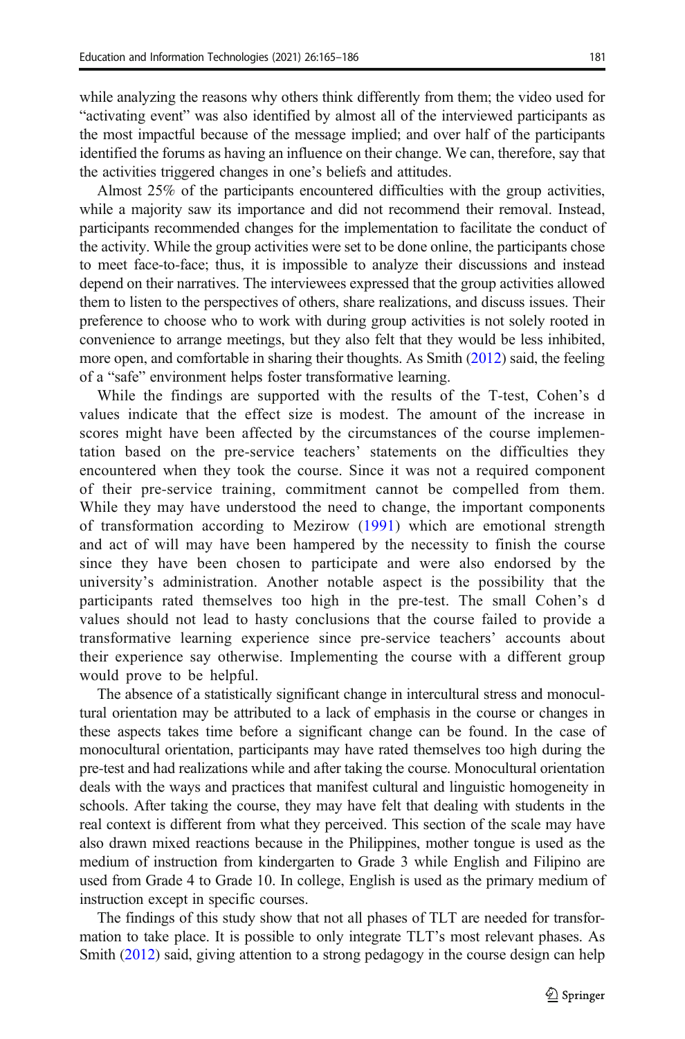while analyzing the reasons why others think differently from them; the video used for "activating event" was also identified by almost all of the interviewed participants as the most impactful because of the message implied; and over half of the participants identified the forums as having an influence on their change. We can, therefore, say that the activities triggered changes in one's beliefs and attitudes.

Almost 25% of the participants encountered difficulties with the group activities, while a majority saw its importance and did not recommend their removal. Instead, participants recommended changes for the implementation to facilitate the conduct of the activity. While the group activities were set to be done online, the participants chose to meet face-to-face; thus, it is impossible to analyze their discussions and instead depend on their narratives. The interviewees expressed that the group activities allowed them to listen to the perspectives of others, share realizations, and discuss issues. Their preference to choose who to work with during group activities is not solely rooted in convenience to arrange meetings, but they also felt that they would be less inhibited, more open, and comfortable in sharing their thoughts. As Smith (2012) said, the feeling of a "safe" environment helps foster transformative learning.

While the findings are supported with the results of the T-test, Cohen's d values indicate that the effect size is modest. The amount of the increase in scores might have been affected by the circumstances of the course implementation based on the pre-service teachers' statements on the difficulties they encountered when they took the course. Since it was not a required component of their pre-service training, commitment cannot be compelled from them. While they may have understood the need to change, the important components of transformation according to Mezirow (1991) which are emotional strength and act of will may have been hampered by the necessity to finish the course since they have been chosen to participate and were also endorsed by the university's administration. Another notable aspect is the possibility that the participants rated themselves too high in the pre-test. The small Cohen's d values should not lead to hasty conclusions that the course failed to provide a transformative learning experience since pre-service teachers' accounts about their experience say otherwise. Implementing the course with a different group would prove to be helpful.

The absence of a statistically significant change in intercultural stress and monocultural orientation may be attributed to a lack of emphasis in the course or changes in these aspects takes time before a significant change can be found. In the case of monocultural orientation, participants may have rated themselves too high during the pre-test and had realizations while and after taking the course. Monocultural orientation deals with the ways and practices that manifest cultural and linguistic homogeneity in schools. After taking the course, they may have felt that dealing with students in the real context is different from what they perceived. This section of the scale may have also drawn mixed reactions because in the Philippines, mother tongue is used as the medium of instruction from kindergarten to Grade 3 while English and Filipino are used from Grade 4 to Grade 10. In college, English is used as the primary medium of instruction except in specific courses.

The findings of this study show that not all phases of TLT are needed for transformation to take place. It is possible to only integrate TLT's most relevant phases. As Smith (2012) said, giving attention to a strong pedagogy in the course design can help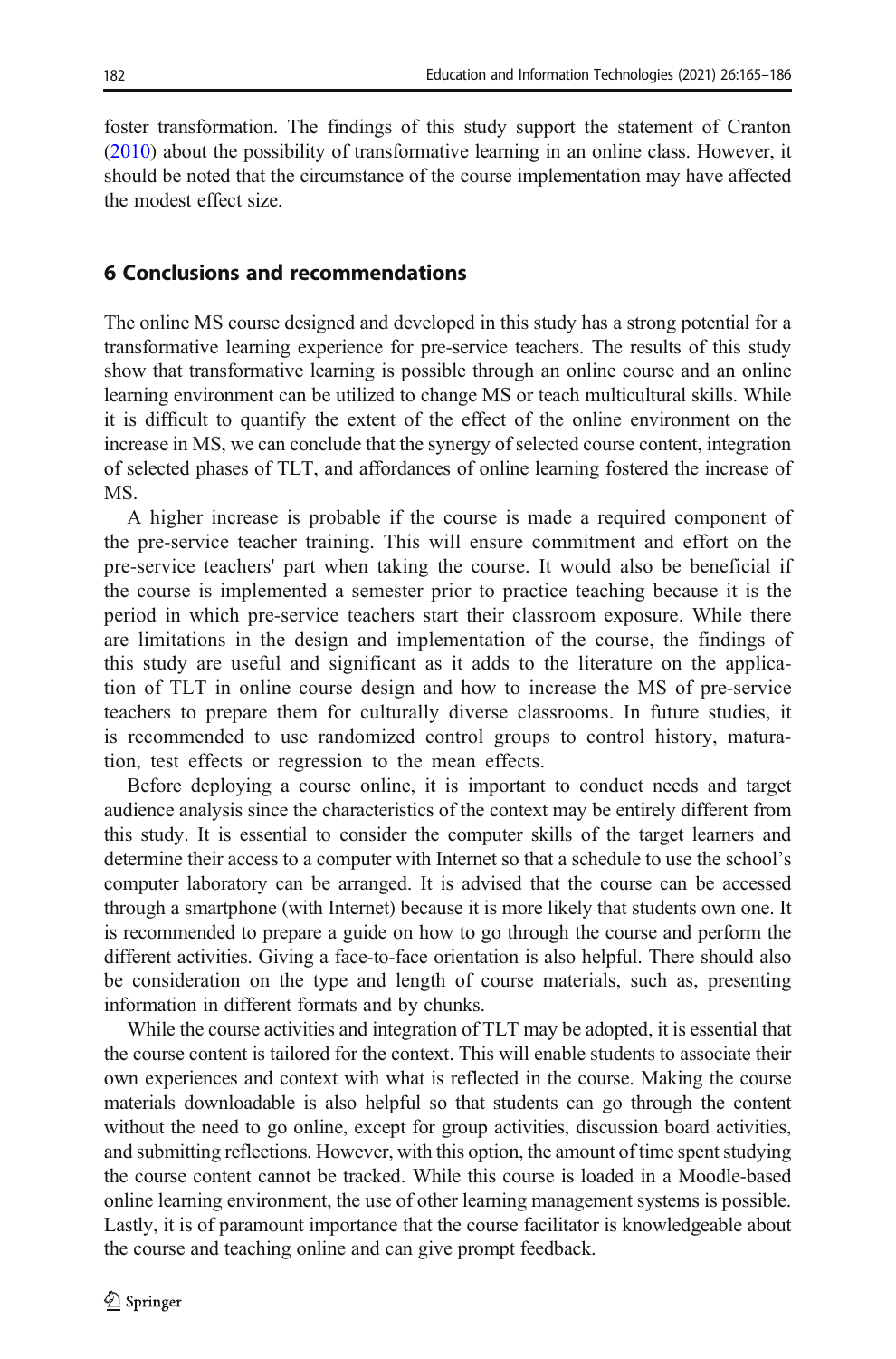foster transformation. The findings of this study support the statement of Cranton (2010) about the possibility of transformative learning in an online class. However, it should be noted that the circumstance of the course implementation may have affected the modest effect size.

## 6 Conclusions and recommendations

The online MS course designed and developed in this study has a strong potential for a transformative learning experience for pre-service teachers. The results of this study show that transformative learning is possible through an online course and an online learning environment can be utilized to change MS or teach multicultural skills. While it is difficult to quantify the extent of the effect of the online environment on the increase in MS, we can conclude that the synergy of selected course content, integration of selected phases of TLT, and affordances of online learning fostered the increase of MS.

A higher increase is probable if the course is made a required component of the pre-service teacher training. This will ensure commitment and effort on the pre-service teachers' part when taking the course. It would also be beneficial if the course is implemented a semester prior to practice teaching because it is the period in which pre-service teachers start their classroom exposure. While there are limitations in the design and implementation of the course, the findings of this study are useful and significant as it adds to the literature on the application of TLT in online course design and how to increase the MS of pre-service teachers to prepare them for culturally diverse classrooms. In future studies, it is recommended to use randomized control groups to control history, maturation, test effects or regression to the mean effects.

Before deploying a course online, it is important to conduct needs and target audience analysis since the characteristics of the context may be entirely different from this study. It is essential to consider the computer skills of the target learners and determine their access to a computer with Internet so that a schedule to use the school's computer laboratory can be arranged. It is advised that the course can be accessed through a smartphone (with Internet) because it is more likely that students own one. It is recommended to prepare a guide on how to go through the course and perform the different activities. Giving a face-to-face orientation is also helpful. There should also be consideration on the type and length of course materials, such as, presenting information in different formats and by chunks.

While the course activities and integration of TLT may be adopted, it is essential that the course content is tailored for the context. This will enable students to associate their own experiences and context with what is reflected in the course. Making the course materials downloadable is also helpful so that students can go through the content without the need to go online, except for group activities, discussion board activities, and submitting reflections. However, with this option, the amount of time spent studying the course content cannot be tracked. While this course is loaded in a Moodle-based online learning environment, the use of other learning management systems is possible. Lastly, it is of paramount importance that the course facilitator is knowledgeable about the course and teaching online and can give prompt feedback.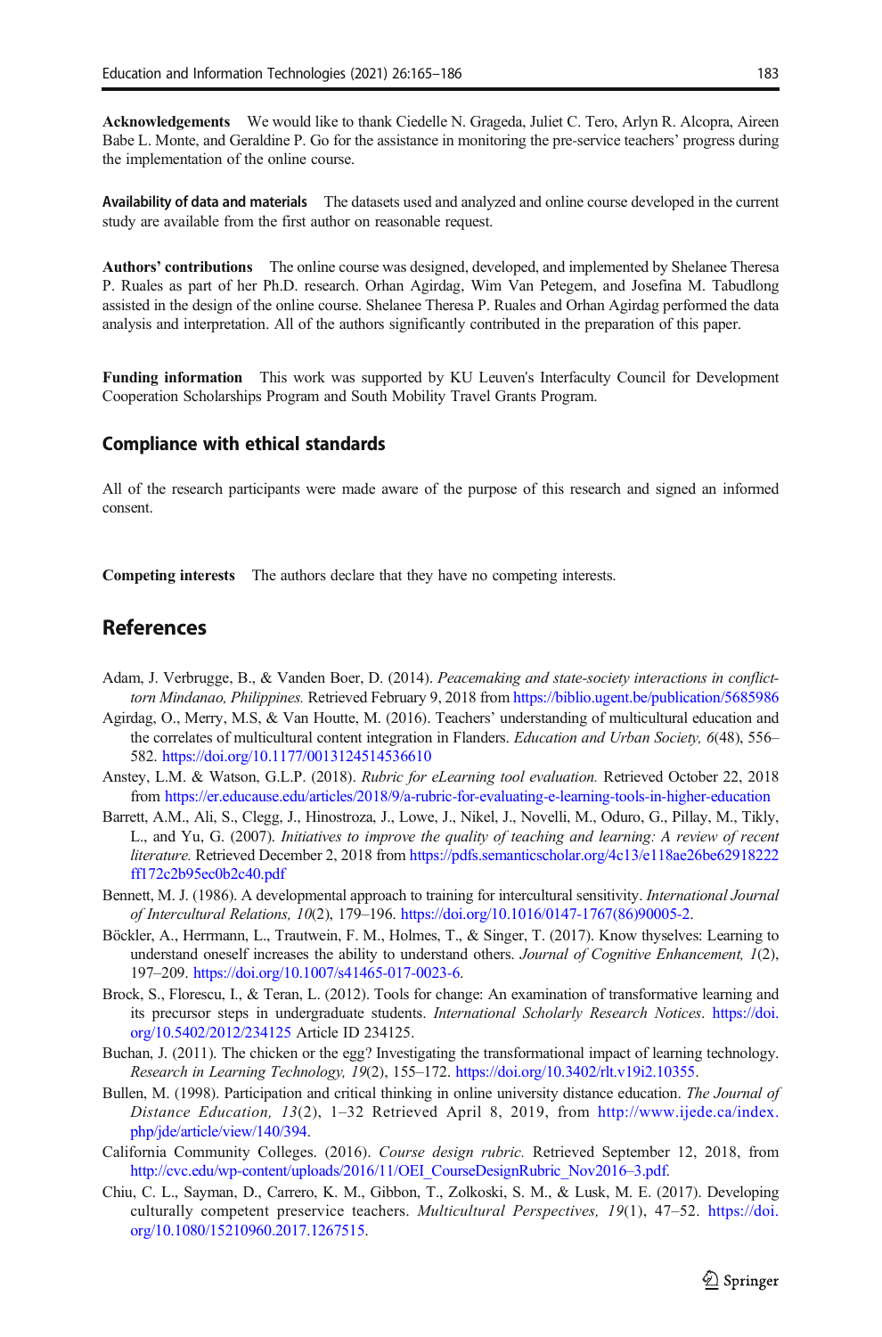**Acknowledgements** We would like to thank Ciedelle N. Grageda, Juliet C. Tero, Arlyn R. Alcopra, Aireen Babe L. Monte, and Geraldine P. Go for the assistance in monitoring the pre-service teachers' progress during the implementation of the online course.

**Availability of data and materials** The datasets used and analyzed and online course developed in the current study are available from the first author on reasonable request.

**Authors' contributions** The online course was designed, developed, and implemented by Shelanee Theresa P. Ruales as part of her Ph.D. research. Orhan Agirdag, Wim Van Petegem, and Josefina M. Tabudlong assisted in the design of the online course. Shelanee Theresa P. Ruales and Orhan Agirdag performed the data analysis and interpretation. All of the authors significantly contributed in the preparation of this paper.

**Funding information** This work was supported by KU Leuven's Interfaculty Council for Development Cooperation Scholarships Program and South Mobility Travel Grants Program.

## Compliance with ethical standards

All of the research participants were made aware of the purpose of this research and signed an informed consent.

**Competing interests** The authors declare that they have no competing interests.

## References

Adam, J. Verbrugge, B., & Vanden Boer, D. (2014). *Peacemaking and state-society interactions in conflict-torn Mindanao, Philippines.* Retrieved February 9, 2018 from https://biblio.ugent.be/publication/5685986

Agirdag, O., Merry, M.S, & Van Houtte, M. (2016). Teachers' understanding of multicultural education and the correlates of multicultural content integration in Flanders. *Education and Urban Society, 6*(48), 556–582. https://doi.org/10.1177/0013124514536610

Anstey, L.M. & Watson, G.L.P. (2018). *Rubric for eLearning tool evaluation.* Retrieved October 22, 2018 from https://er.educause.edu/articles/2018/9/a-rubric-for-evaluating-e-learning-tools-in-higher-education

Barrett, A.M., Ali, S., Clegg, J., Hinostroza, J., Lowe, J., Nikel, J., Novelli, M., Oduro, G., Pillay, M., Tikly, L., and Yu, G. (2007). *Initiatives to improve the quality of teaching and learning: A review of recent literature.* Retrieved December 2, 2018 from https://pdfs.semanticscholar.org/4c13/e118ae26be62918222ff172c2b95ec0b2c40.pdf

Bennett, M. J. (1986). A developmental approach to training for intercultural sensitivity. *International Journal of Intercultural Relations, 10*(2), 179–196. https://doi.org/10.1016/0147-1767(86)90005-2.

Böckler, A., Herrmann, L., Trautwein, F. M., Holmes, T., & Singer, T. (2017). Know thyselves: Learning to understand oneself increases the ability to understand others. *Journal of Cognitive Enhancement, 1*(2), 197–209. https://doi.org/10.1007/s41465-017-0023-6.

Brock, S., Florescu, I., & Teran, L. (2012). Tools for change: An examination of transformative learning and its precursor steps in undergraduate students. *International Scholarly Research Notices*. https://doi.org/10.5402/2012/234125 Article ID 234125.

Buchan, J. (2011). The chicken or the egg? Investigating the transformational impact of learning technology. *Research in Learning Technology, 19*(2), 155–172. https://doi.org/10.3402/rlt.v19i2.10355.

Bullen, M. (1998). Participation and critical thinking in online university distance education. *The Journal of Distance Education, 13*(2), 1–32 Retrieved April 8, 2019, from http://www.ijede.ca/index.php/jde/article/view/140/394.

California Community Colleges. (2016). *Course design rubric.* Retrieved September 12, 2018, from http://cvc.edu/wp-content/uploads/2016/11/OEI_CourseDesignRubric_Nov2016-3.pdf.

Chiu, C. L., Sayman, D., Carrero, K. M., Gibbon, T., Zolkoski, S. M., & Lusk, M. E. (2017). Developing culturally competent preservice teachers. *Multicultural Perspectives, 19*(1), 47–52. https://doi.org/10.1080/15210960.2017.1267515.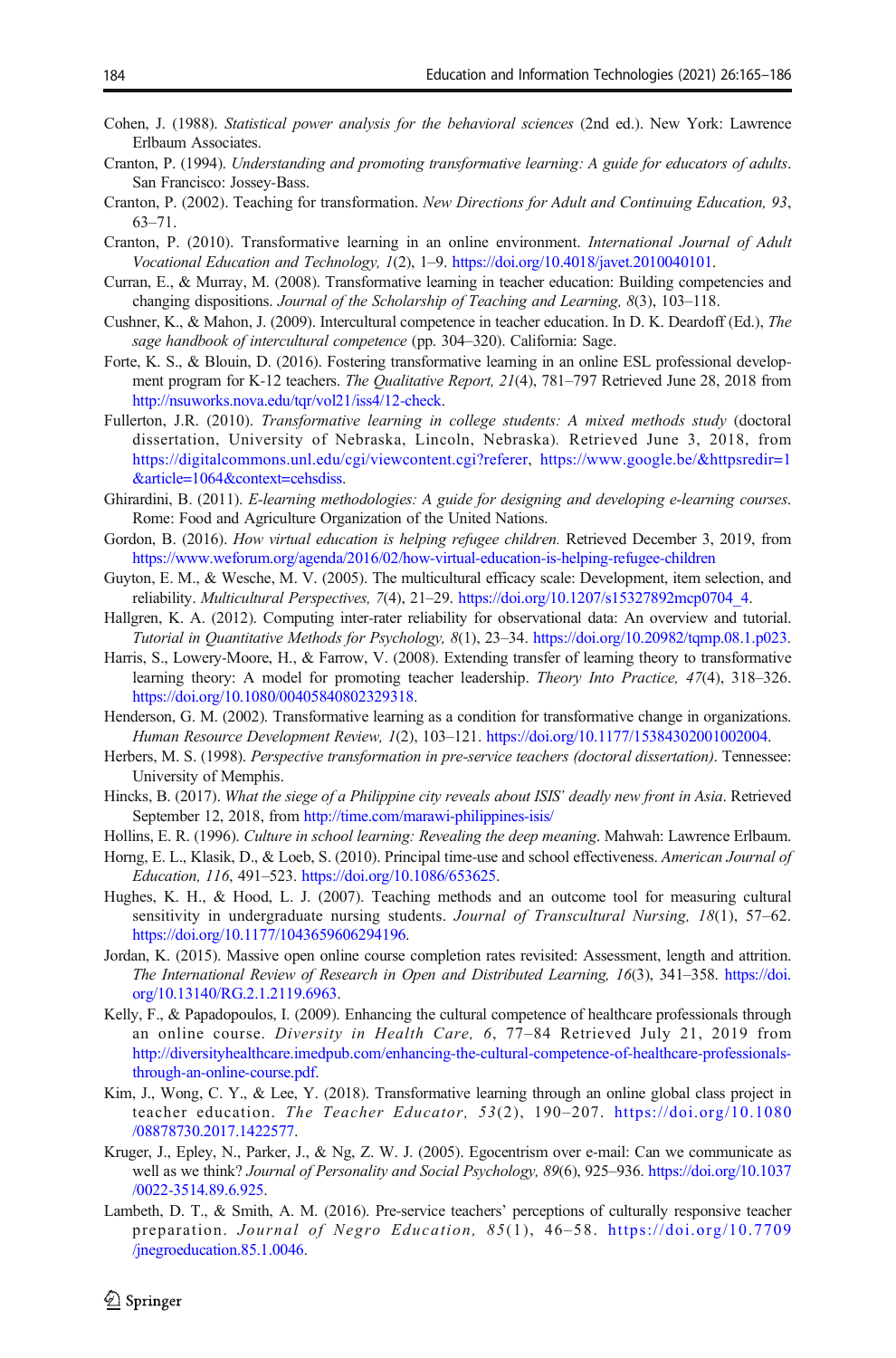Cohen, J. (1988). *Statistical power analysis for the behavioral sciences* (2nd ed.). New York: Lawrence Erlbaum Associates.

Cranton, P. (1994). *Understanding and promoting transformative learning: A guide for educators of adults*. San Francisco: Jossey-Bass.

Cranton, P. (2002). Teaching for transformation. *New Directions for Adult and Continuing Education, 93*, 63–71.

Cranton, P. (2010). Transformative learning in an online environment. *International Journal of Adult Vocational Education and Technology, 1*(2), 1–9. https://doi.org/10.4018/javet.2010040101.

Curran, E., & Murray, M. (2008). Transformative learning in teacher education: Building competencies and changing dispositions. *Journal of the Scholarship of Teaching and Learning, 8*(3), 103–118.

Cushner, K., & Mahon, J. (2009). Intercultural competence in teacher education. In D. K. Deardoff (Ed.), *The sage handbook of intercultural competence* (pp. 304–320). California: Sage.

Forte, K. S., & Blouin, D. (2016). Fostering transformative learning in an online ESL professional development program for K-12 teachers. *The Qualitative Report, 21*(4), 781–797 Retrieved June 28, 2018 from http://nsuworks.nova.edu/tqr/vol21/iss4/12-check.

Fullerton, J.R. (2010). *Transformative learning in college students: A mixed methods study* (doctoral dissertation, University of Nebraska, Lincoln, Nebraska). Retrieved June 3, 2018, from https://digitalcommons.unl.edu/cgi/viewcontent.cgi?referer, https://www.google.be/&httpsredir=1&article=1064&context=cehsdiss.

Ghirardini, B. (2011). *E-learning methodologies: A guide for designing and developing e-learning courses*. Rome: Food and Agriculture Organization of the United Nations.

Gordon, B. (2016). *How virtual education is helping refugee children.* Retrieved December 3, 2019, from https://www.weforum.org/agenda/2016/02/how-virtual-education-is-helping-refugee-children

Guyton, E. M., & Wesche, M. V. (2005). The multicultural efficacy scale: Development, item selection, and reliability. *Multicultural Perspectives, 7*(4), 21–29. https://doi.org/10.1207/s15327892mcp0704_4.

Hallgren, K. A. (2012). Computing inter-rater reliability for observational data: An overview and tutorial. *Tutorial in Quantitative Methods for Psychology, 8*(1), 23–34. https://doi.org/10.20982/tqmp.08.1.p023.

Harris, S., Lowery-Moore, H., & Farrow, V. (2008). Extending transfer of learning theory to transformative learning theory: A model for promoting teacher leadership. *Theory Into Practice, 47*(4), 318–326. https://doi.org/10.1080/00405840802329318.

Henderson, G. M. (2002). Transformative learning as a condition for transformative change in organizations. *Human Resource Development Review, 1*(2), 103–121. https://doi.org/10.1177/15384302001002004.

Herbers, M. S. (1998). *Perspective transformation in pre-service teachers (doctoral dissertation)*. Tennessee: University of Memphis.

Hincks, B. (2017). *What the siege of a Philippine city reveals about ISIS' deadly new front in Asia*. Retrieved September 12, 2018, from http://time.com/marawi-philippines-isis/

Hollins, E. R. (1996). *Culture in school learning: Revealing the deep meaning*. Mahwah: Lawrence Erlbaum.

Horng, E. L., Klasik, D., & Loeb, S. (2010). Principal time-use and school effectiveness. *American Journal of Education, 116*, 491–523. https://doi.org/10.1086/653625.

Hughes, K. H., & Hood, L. J. (2007). Teaching methods and an outcome tool for measuring cultural sensitivity in undergraduate nursing students. *Journal of Transcultural Nursing, 18*(1), 57–62. https://doi.org/10.1177/1043659606294196.

Jordan, K. (2015). Massive open online course completion rates revisited: Assessment, length and attrition. *The International Review of Research in Open and Distributed Learning, 16*(3), 341–358. https://doi.org/10.13140/RG.2.1.2119.6963.

Kelly, F., & Papadopoulos, I. (2009). Enhancing the cultural competence of healthcare professionals through an online course. *Diversity in Health Care, 6*, 77–84 Retrieved July 21, 2019 from http://diversityhealthcare.imedpub.com/enhancing-the-cultural-competence-of-healthcare-professionals-through-an-online-course.pdf.

Kim, J., Wong, C. Y., & Lee, Y. (2018). Transformative learning through an online global class project in teacher education. *The Teacher Educator, 53*(2), 190–207. https://doi.org/10.1080/08878730.2017.1422577.

Kruger, J., Epley, N., Parker, J., & Ng, Z. W. J. (2005). Egocentrism over e-mail: Can we communicate as well as we think? *Journal of Personality and Social Psychology, 89*(6), 925–936. https://doi.org/10.1037/0022-3514.89.6.925.

Lambeth, D. T., & Smith, A. M. (2016). Pre-service teachers' perceptions of culturally responsive teacher preparation. *Journal of Negro Education, 85*(1), 46–58. https://doi.org/10.7709/jnegroeducation.85.1.0046.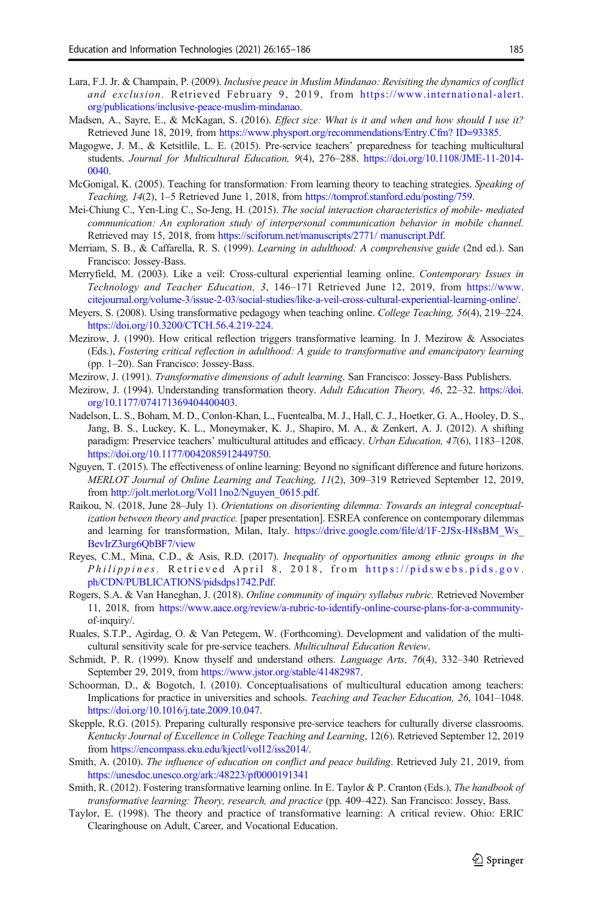Lara, F.J. Jr. & Champain, P. (2009). *Inclusive peace in Muslim Mindanao: Revisiting the dynamics of conflict and exclusion.* Retrieved February 9, 2019, from https://www.international-alert.org/publications/inclusive-peace-muslim-mindanao.

Madsen, A., Sayre, E., & McKagan, S. (2016). *Effect size: What is it and when and how should I use it?* Retrieved June 18, 2019, from https://www.physport.org/recommendations/Entry.Cfm? ID=93385.

Magogwe, J. M., & Ketsitlile, L. E. (2015). Pre-service teachers' preparedness for teaching multicultural students. *Journal for Multicultural Education, 9*(4), 276–288. https://doi.org/10.1108/JME-11-2014-0040.

McGonigal, K. (2005). Teaching for transformation: From learning theory to teaching strategies. *Speaking of Teaching, 14*(2), 1–5 Retrieved June 1, 2018, from https://tomprof.stanford.edu/posting/759.

Mei-Chiung C., Yen-Ling C., So-Jeng, H. (2015). *The social interaction characteristics of mobile- mediated communication: An exploration study of interpersonal communication behavior in mobile channel.* Retrieved may 15, 2018, from https://sciforum.net/manuscripts/2771/ manuscript.Pdf.

Merriam, S. B., & Caffarella, R. S. (1999). *Learning in adulthood: A comprehensive guide* (2nd ed.). San Francisco: Jossey-Bass.

Merryfield, M. (2003). Like a veil: Cross-cultural experiential learning online. *Contemporary Issues in Technology and Teacher Education, 3*, 146–171 Retrieved June 12, 2019, from https://www.citejournal.org/volume-3/issue-2-03/social-studies/like-a-veil-cross-cultural-experiential-learning-online/.

Meyers, S. (2008). Using transformative pedagogy when teaching online. *College Teaching, 56*(4), 219–224. https://doi.org/10.3200/CTCH.56.4.219-224.

Mezirow, J. (1990). How critical reflection triggers transformative learning. In J. Mezirow & Associates (Eds.), *Fostering critical reflection in adulthood: A guide to transformative and emancipatory learning* (pp. 1–20). San Francisco: Jossey-Bass.

Mezirow, J. (1991). *Transformative dimensions of adult learning*. San Francisco: Jossey-Bass Publishers.

Mezirow, J. (1994). Understanding transformation theory. *Adult Education Theory, 46*, 22–32. https://doi.org/10.1177/074171369404400403.

Nadelson, L. S., Boham, M. D., Conlon-Khan, L., Fuentealba, M. J., Hall, C. J., Hoetker, G. A., Hooley, D. S., Jang, B. S., Luckey, K. L., Moneymaker, K. J., Shapiro, M. A., & Zenkert, A. J. (2012). A shifting paradigm: Preservice teachers' multicultural attitudes and efficacy. *Urban Education, 47*(6), 1183–1208. https://doi.org/10.1177/0042085912449750.

Nguyen, T. (2015). The effectiveness of online learning: Beyond no significant difference and future horizons. *MERLOT Journal of Online Learning and Teaching, 11*(2), 309–319 Retrieved September 12, 2019, from http://jolt.merlot.org/Vol11no2/Nguyen_0615.pdf.

Raikou, N. (2018, June 28–July 1). *Orientations on disorienting dilemma: Towards an integral conceptualization between theory and practice.* [paper presentation]. ESREA conference on contemporary dilemmas and learning for transformation, Milan, Italy. https://drive.google.com/file/d/1F-2JSx-H8sBM_Ws_BevIrZ3urg6QbBF7/view

Reyes, C.M., Mina, C.D., & Asis, R.D. (2017). *Inequality of opportunities among ethnic groups in the Philippines.* Retrieved April 8, 2018, from https://pidswebs.pids.gov.ph/CDN/PUBLICATIONS/pidsdps1742.Pdf.

Rogers, S.A. & Van Haneghan, J. (2018). *Online community of inquiry syllabus rubric.* Retrieved November 11, 2018, from https://www.aace.org/review/a-rubric-to-identify-online-course-plans-for-a-community-of-inquiry/.

Ruales, S.T.P., Agirdag, O. & Van Petegem, W. (Forthcoming). Development and validation of the multi-cultural sensitivity scale for pre-service teachers. *Multicultural Education Review*.

Schmidt, P. R. (1999). Know thyself and understand others. *Language Arts, 76*(4), 332–340 Retrieved September 29, 2019, from https://www.jstor.org/stable/41482987.

Schoorman, D., & Bogotch, I. (2010). Conceptualisations of multicultural education among teachers: Implications for practice in universities and schools. *Teaching and Teacher Education, 26*, 1041–1048. https://doi.org/10.1016/j.tate.2009.10.047.

Skepple, R.G. (2015). Preparing culturally responsive pre-service teachers for culturally diverse classrooms. *Kentucky Journal of Excellence in College Teaching and Learning*, 12(6). Retrieved September 12, 2019 from https://encompass.eku.edu/kjectl/vol12/iss2014/.

Smith, A. (2010). *The influence of education on conflict and peace building*. Retrieved July 21, 2019, from https://unesdoc.unesco.org/ark:/48223/pf0000191341

Smith, R. (2012). Fostering transformative learning online. In E. Taylor & P. Cranton (Eds.), *The handbook of transformative learning: Theory, research, and practice* (pp. 409–422). San Francisco: Jossey, Bass.

Taylor, E. (1998). The theory and practice of transformative learning: A critical review. Ohio: ERIC Clearinghouse on Adult, Career, and Vocational Education.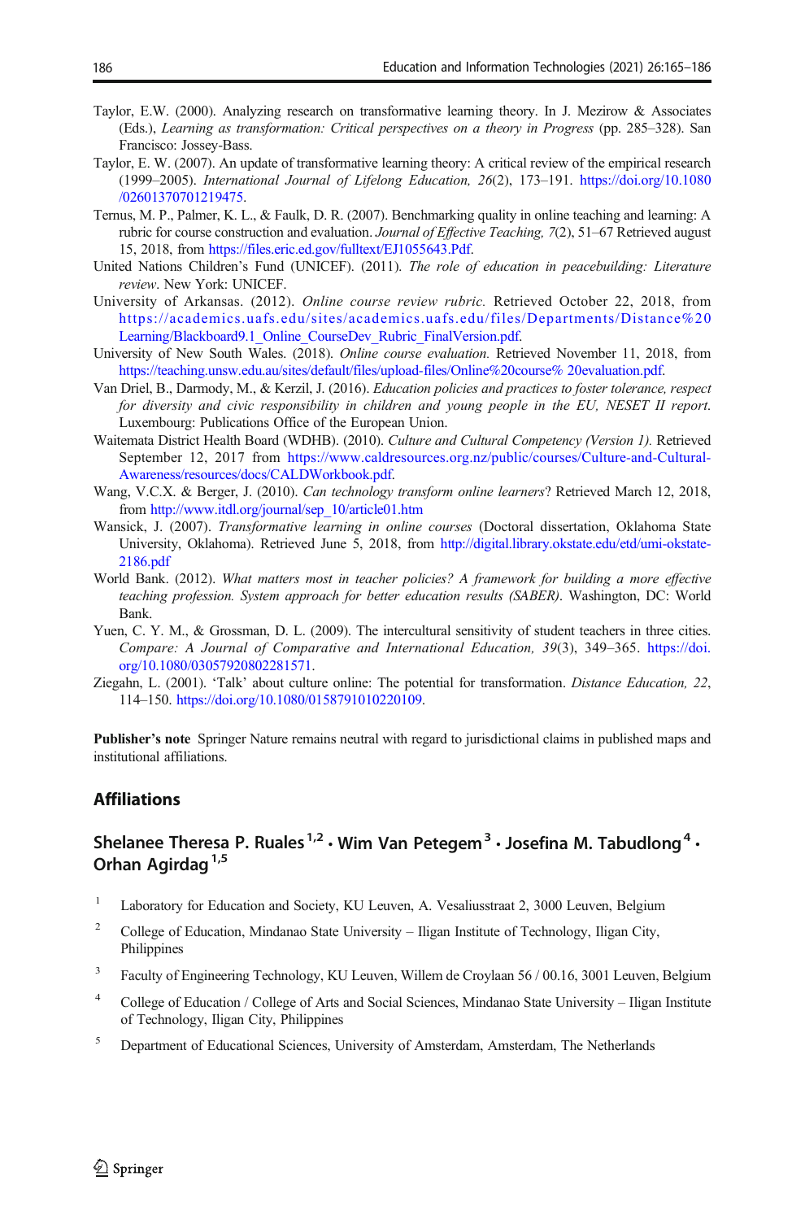Taylor, E.W. (2000). Analyzing research on transformative learning theory. In J. Mezirow & Associates (Eds.), *Learning as transformation: Critical perspectives on a theory in Progress* (pp. 285–328). San Francisco: Jossey-Bass.

Taylor, E. W. (2007). An update of transformative learning theory: A critical review of the empirical research (1999–2005). *International Journal of Lifelong Education, 26*(2), 173–191. https://doi.org/10.1080/02601370701219475.

Ternus, M. P., Palmer, K. L., & Faulk, D. R. (2007). Benchmarking quality in online teaching and learning: A rubric for course construction and evaluation. *Journal of Effective Teaching, 7*(2), 51–67 Retrieved august 15, 2018, from https://files.eric.ed.gov/fulltext/EJ1055643.Pdf.

United Nations Children's Fund (UNICEF). (2011). *The role of education in peacebuilding: Literature review*. New York: UNICEF.

University of Arkansas. (2012). *Online course review rubric.* Retrieved October 22, 2018, from https://academics.uafs.edu/sites/academics.uafs.edu/files/Departments/Distance%20Learning/Blackboard9.1_Online_CourseDev_Rubric_FinalVersion.pdf.

University of New South Wales. (2018). *Online course evaluation.* Retrieved November 11, 2018, from https://teaching.unsw.edu.au/sites/default/files/upload-files/Online%20course% 20evaluation.pdf.

Van Driel, B., Darmody, M., & Kerzil, J. (2016). *Education policies and practices to foster tolerance, respect for diversity and civic responsibility in children and young people in the EU, NESET II report*. Luxembourg: Publications Office of the European Union.

Waitemata District Health Board (WDHB). (2010). *Culture and Cultural Competency (Version 1).* Retrieved September 12, 2017 from https://www.caldresources.org.nz/public/courses/Culture-and-Cultural-Awareness/resources/docs/CALDWorkbook.pdf.

Wang, V.C.X. & Berger, J. (2010). *Can technology transform online learners*? Retrieved March 12, 2018, from http://www.itdl.org/journal/sep_10/article01.htm

Wansick, J. (2007). *Transformative learning in online courses* (Doctoral dissertation, Oklahoma State University, Oklahoma). Retrieved June 5, 2018, from http://digital.library.okstate.edu/etd/umi-okstate-2186.pdf

World Bank. (2012). *What matters most in teacher policies? A framework for building a more effective teaching profession. System approach for better education results (SABER)*. Washington, DC: World Bank.

Yuen, C. Y. M., & Grossman, D. L. (2009). The intercultural sensitivity of student teachers in three cities. *Compare: A Journal of Comparative and International Education, 39*(3), 349–365. https://doi.org/10.1080/03057920802281571.

Ziegahn, L. (2001). 'Talk' about culture online: The potential for transformation. *Distance Education, 22*, 114–150. https://doi.org/10.1080/0158791010220109.

**Publisher's note** Springer Nature remains neutral with regard to jurisdictional claims in published maps and institutional affiliations.

## Affiliations

### Shelanee Theresa P. Ruales[1,2] • Wim Van Petegem[3] • Josefina M. Tabudlong[4] • Orhan Agirdag[1,5]

[1] Laboratory for Education and Society, KU Leuven, A. Vesaliusstraat 2, 3000 Leuven, Belgium

[2] College of Education, Mindanao State University – Iligan Institute of Technology, Iligan City, Philippines

[3] Faculty of Engineering Technology, KU Leuven, Willem de Croylaan 56 / 00.16, 3001 Leuven, Belgium

[4] College of Education / College of Arts and Social Sciences, Mindanao State University – Iligan Institute of Technology, Iligan City, Philippines

[5] Department of Educational Sciences, University of Amsterdam, Amsterdam, The Netherlands